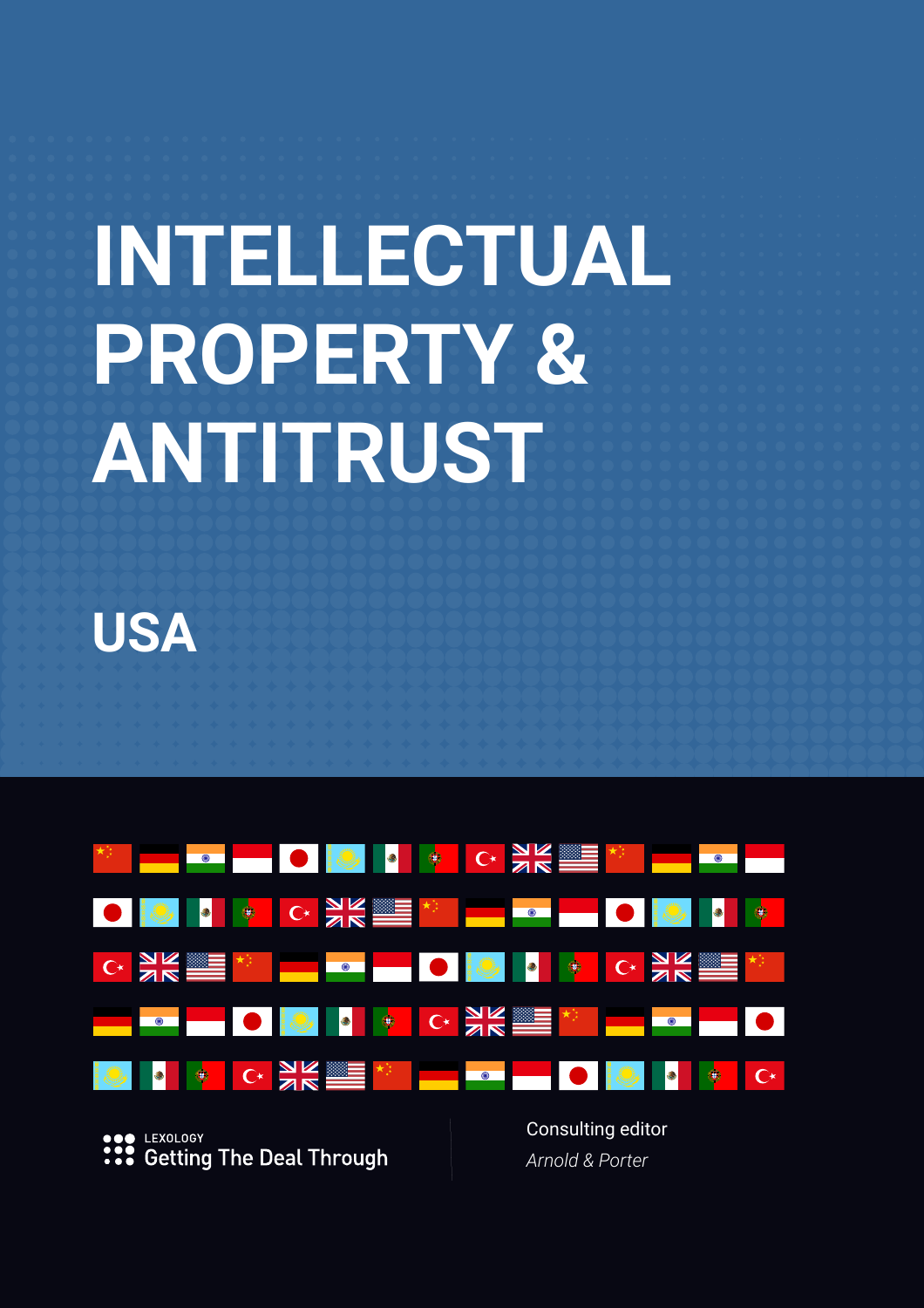# INTELLECTUAL PROPERTY & ANTITRUST

## USA

LEXOLOGY
Getting The Deal Through

Consulting editor
*Arnold & Porter*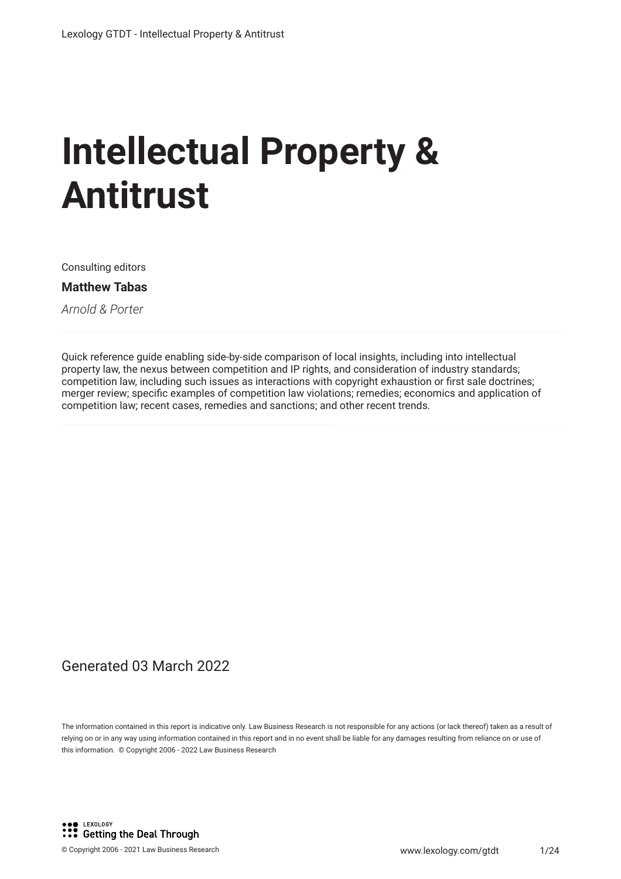# Intellectual Property & Antitrust

Consulting editors

**Matthew Tabas**

*Arnold & Porter*

Quick reference guide enabling side-by-side comparison of local insights, including into intellectual property law, the nexus between competition and IP rights, and consideration of industry standards; competition law, including such issues as interactions with copyright exhaustion or first sale doctrines; merger review; specific examples of competition law violations; remedies; economics and application of competition law; recent cases, remedies and sanctions; and other recent trends.

Generated 03 March 2022

The information contained in this report is indicative only. Law Business Research is not responsible for any actions (or lack thereof) taken as a result of relying on or in any way using information contained in this report and in no event shall be liable for any damages resulting from reliance on or use of this information. © Copyright 2006 - 2022 Law Business Research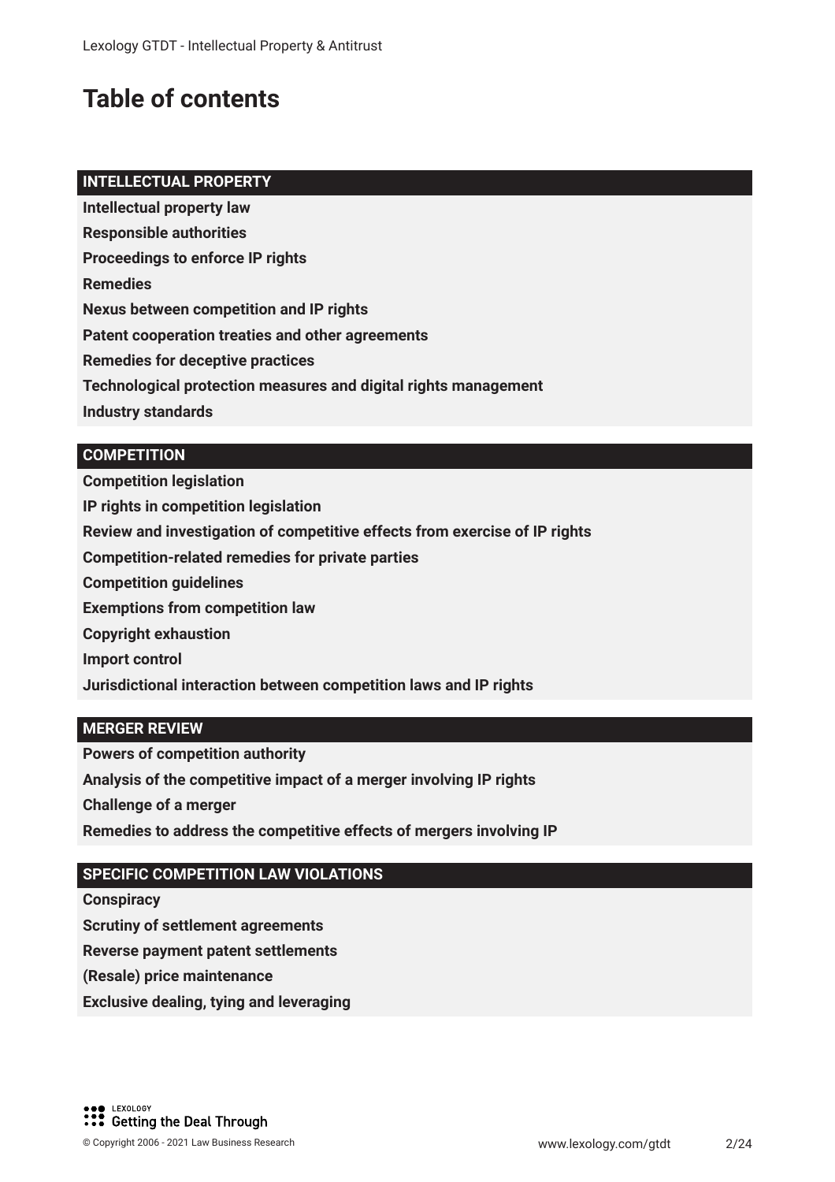# Table of contents

## INTELLECTUAL PROPERTY

**Intellectual property law**

**Responsible authorities**

**Proceedings to enforce IP rights**

**Remedies**

**Nexus between competition and IP rights**

**Patent cooperation treaties and other agreements**

**Remedies for deceptive practices**

**Technological protection measures and digital rights management**

**Industry standards**

## COMPETITION

**Competition legislation**

**IP rights in competition legislation**

**Review and investigation of competitive effects from exercise of IP rights**

**Competition-related remedies for private parties**

**Competition guidelines**

**Exemptions from competition law**

**Copyright exhaustion**

**Import control**

**Jurisdictional interaction between competition laws and IP rights**

## MERGER REVIEW

**Powers of competition authority**

**Analysis of the competitive impact of a merger involving IP rights**

**Challenge of a merger**

**Remedies to address the competitive effects of mergers involving IP**

## SPECIFIC COMPETITION LAW VIOLATIONS

**Conspiracy**

**Scrutiny of settlement agreements**

**Reverse payment patent settlements**

**(Resale) price maintenance**

**Exclusive dealing, tying and leveraging**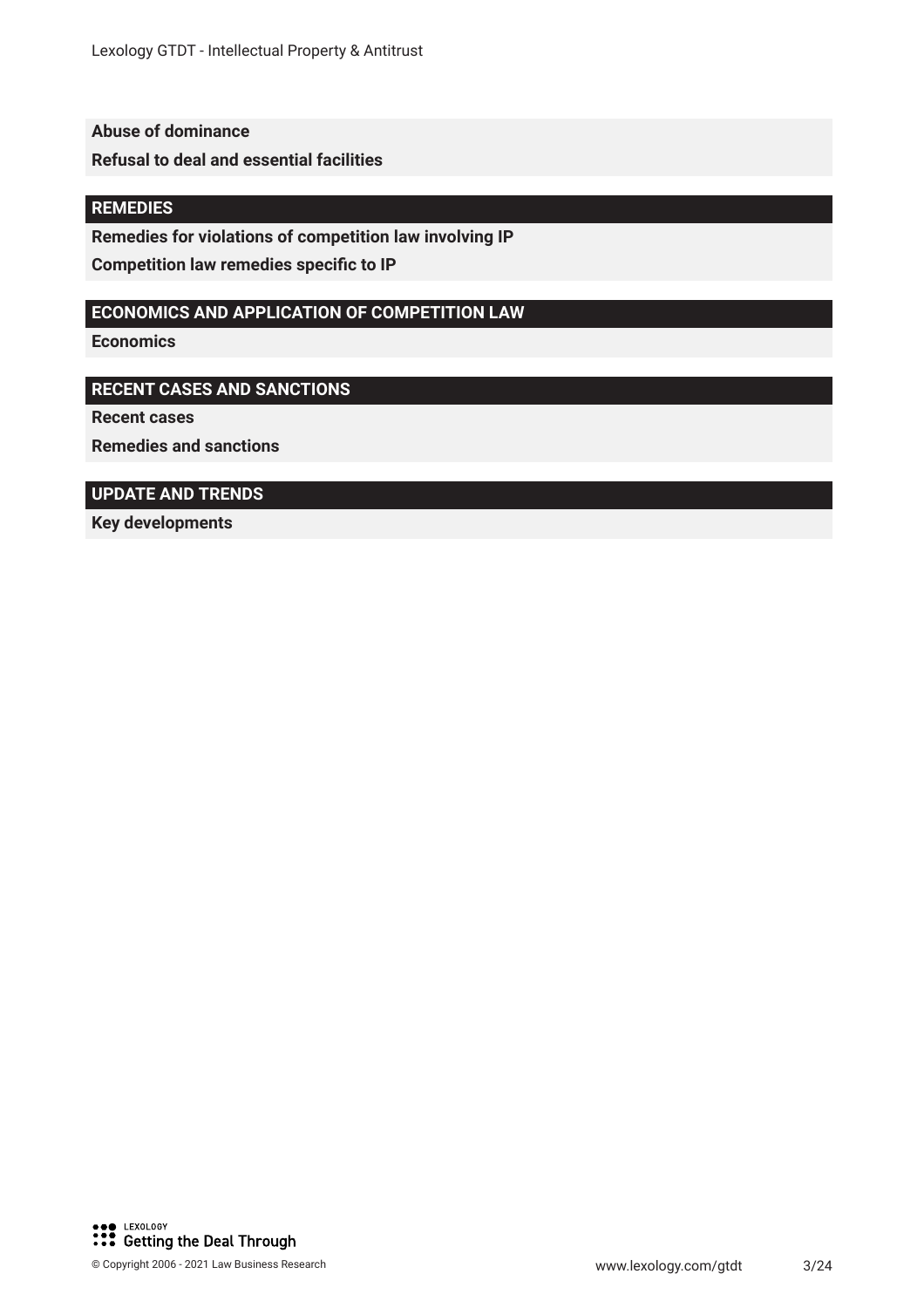**Abuse of dominance**

**Refusal to deal and essential facilities**

## REMEDIES

**Remedies for violations of competition law involving IP**

**Competition law remedies specific to IP**

## ECONOMICS AND APPLICATION OF COMPETITION LAW

**Economics**

## RECENT CASES AND SANCTIONS

**Recent cases**

**Remedies and sanctions**

## UPDATE AND TRENDS

**Key developments**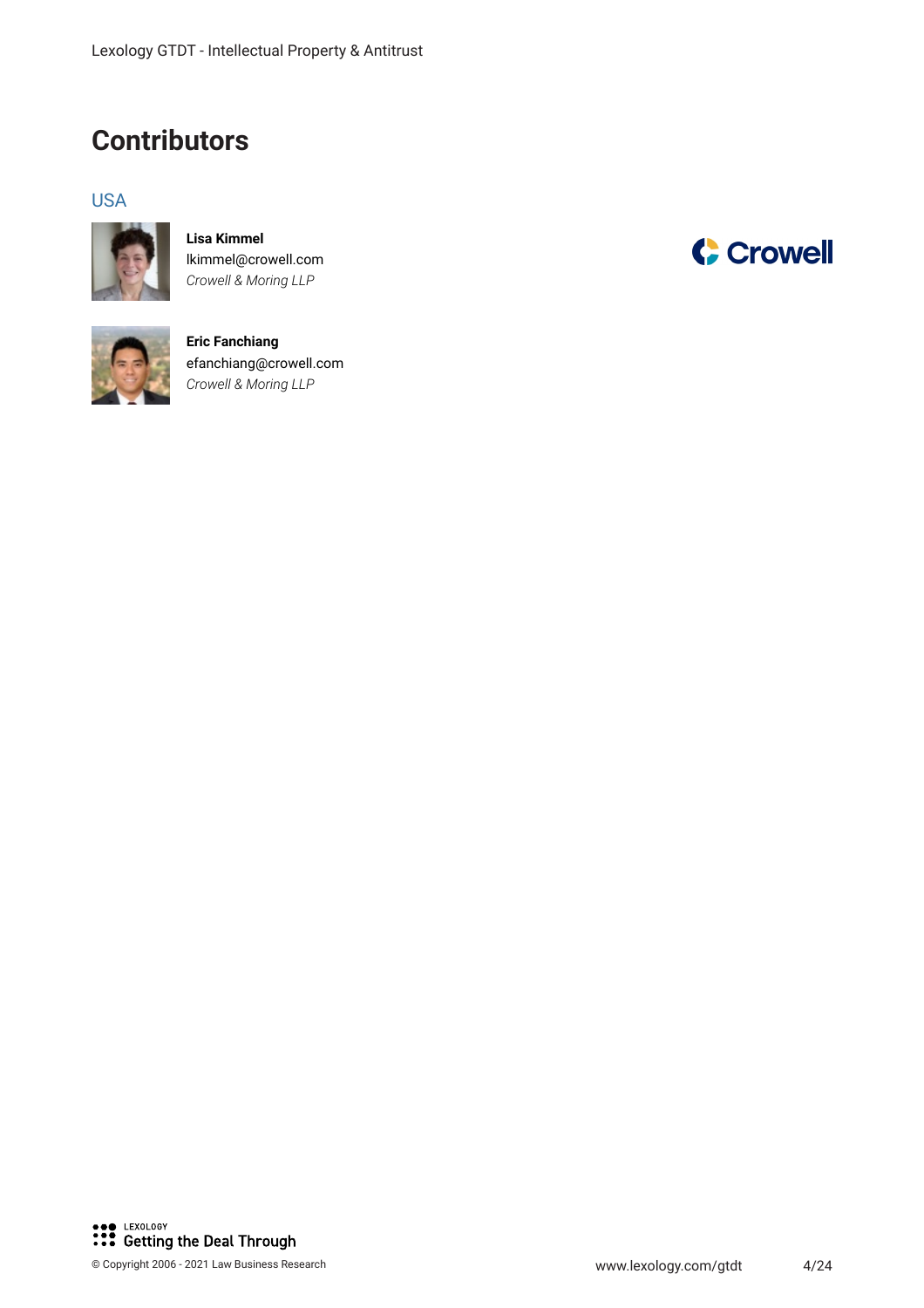# Contributors

## USA

**Lisa Kimmel**
lkimmel@crowell.com
*Crowell & Moring LLP*

**Eric Fanchiang**
efanchiang@crowell.com
*Crowell & Moring LLP*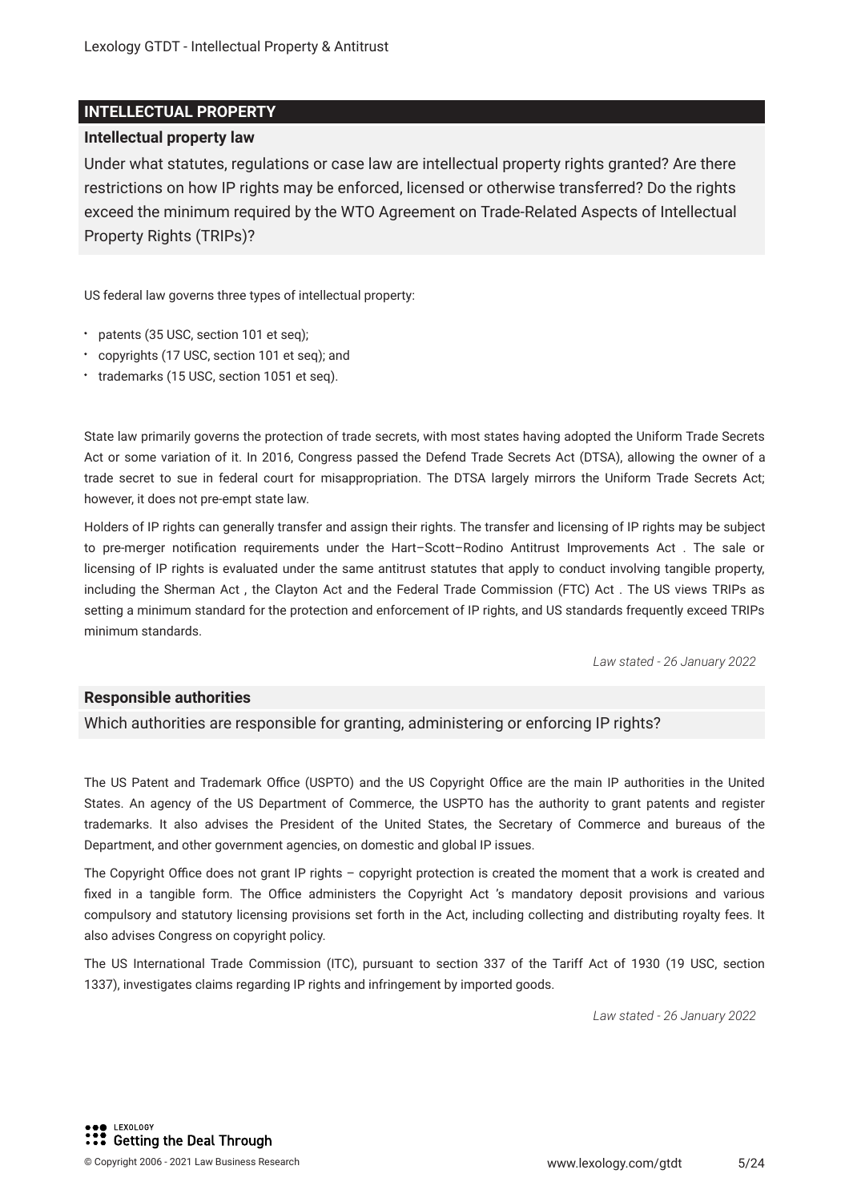## INTELLECTUAL PROPERTY

### Intellectual property law

Under what statutes, regulations or case law are intellectual property rights granted? Are there restrictions on how IP rights may be enforced, licensed or otherwise transferred? Do the rights exceed the minimum required by the WTO Agreement on Trade-Related Aspects of Intellectual Property Rights (TRIPs)?

US federal law governs three types of intellectual property:

- patents (35 USC, section 101 et seq);
- copyrights (17 USC, section 101 et seq); and
- trademarks (15 USC, section 1051 et seq).

State law primarily governs the protection of trade secrets, with most states having adopted the Uniform Trade Secrets Act or some variation of it. In 2016, Congress passed the Defend Trade Secrets Act (DTSA), allowing the owner of a trade secret to sue in federal court for misappropriation. The DTSA largely mirrors the Uniform Trade Secrets Act; however, it does not pre-empt state law.

Holders of IP rights can generally transfer and assign their rights. The transfer and licensing of IP rights may be subject to pre-merger notification requirements under the Hart–Scott–Rodino Antitrust Improvements Act . The sale or licensing of IP rights is evaluated under the same antitrust statutes that apply to conduct involving tangible property, including the Sherman Act , the Clayton Act and the Federal Trade Commission (FTC) Act . The US views TRIPs as setting a minimum standard for the protection and enforcement of IP rights, and US standards frequently exceed TRIPs minimum standards.

*Law stated - 26 January 2022*

### Responsible authorities

Which authorities are responsible for granting, administering or enforcing IP rights?

The US Patent and Trademark Office (USPTO) and the US Copyright Office are the main IP authorities in the United States. An agency of the US Department of Commerce, the USPTO has the authority to grant patents and register trademarks. It also advises the President of the United States, the Secretary of Commerce and bureaus of the Department, and other government agencies, on domestic and global IP issues.

The Copyright Office does not grant IP rights – copyright protection is created the moment that a work is created and fixed in a tangible form. The Office administers the Copyright Act 's mandatory deposit provisions and various compulsory and statutory licensing provisions set forth in the Act, including collecting and distributing royalty fees. It also advises Congress on copyright policy.

The US International Trade Commission (ITC), pursuant to section 337 of the Tariff Act of 1930 (19 USC, section 1337), investigates claims regarding IP rights and infringement by imported goods.

*Law stated - 26 January 2022*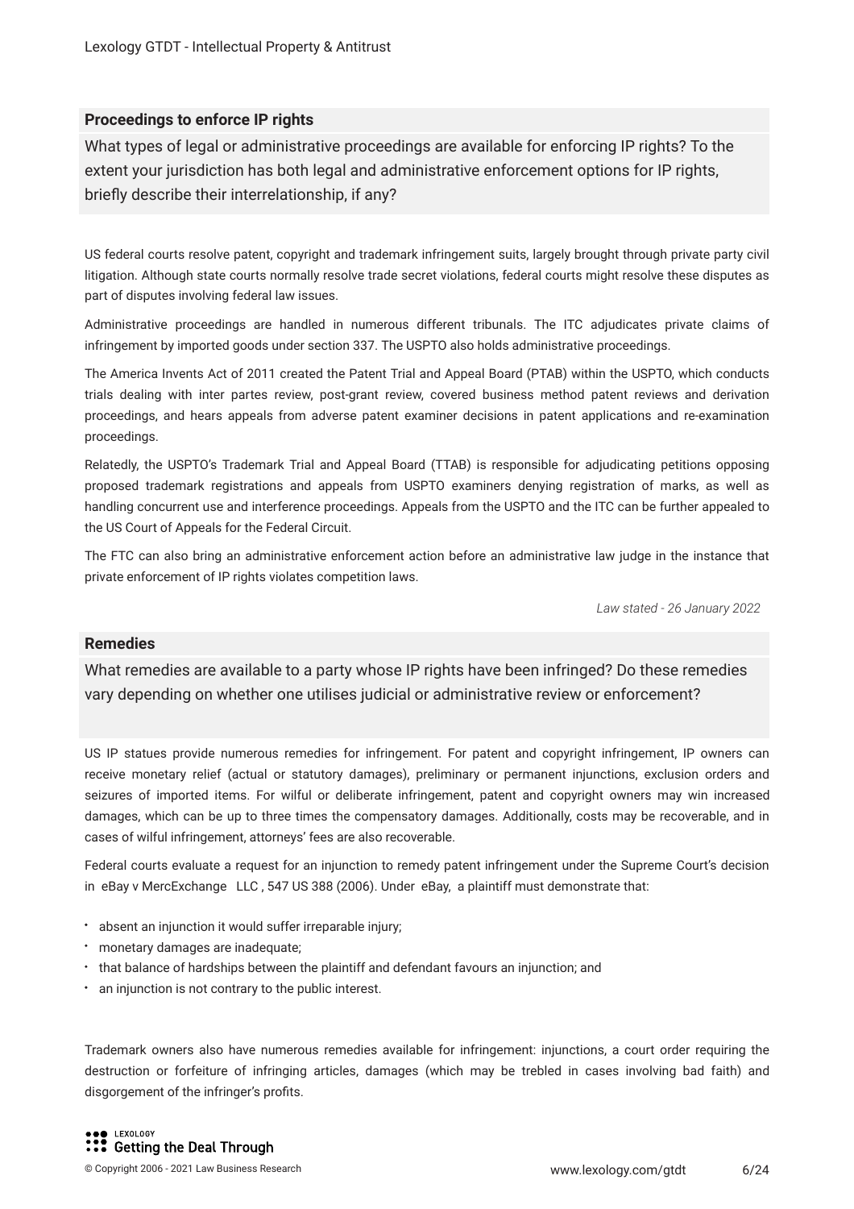## Proceedings to enforce IP rights

What types of legal or administrative proceedings are available for enforcing IP rights? To the extent your jurisdiction has both legal and administrative enforcement options for IP rights, briefly describe their interrelationship, if any?

US federal courts resolve patent, copyright and trademark infringement suits, largely brought through private party civil litigation. Although state courts normally resolve trade secret violations, federal courts might resolve these disputes as part of disputes involving federal law issues.

Administrative proceedings are handled in numerous different tribunals. The ITC adjudicates private claims of infringement by imported goods under section 337. The USPTO also holds administrative proceedings.

The America Invents Act of 2011 created the Patent Trial and Appeal Board (PTAB) within the USPTO, which conducts trials dealing with inter partes review, post-grant review, covered business method patent reviews and derivation proceedings, and hears appeals from adverse patent examiner decisions in patent applications and re-examination proceedings.

Relatedly, the USPTO's Trademark Trial and Appeal Board (TTAB) is responsible for adjudicating petitions opposing proposed trademark registrations and appeals from USPTO examiners denying registration of marks, as well as handling concurrent use and interference proceedings. Appeals from the USPTO and the ITC can be further appealed to the US Court of Appeals for the Federal Circuit.

The FTC can also bring an administrative enforcement action before an administrative law judge in the instance that private enforcement of IP rights violates competition laws.

*Law stated - 26 January 2022*

## Remedies

What remedies are available to a party whose IP rights have been infringed? Do these remedies vary depending on whether one utilises judicial or administrative review or enforcement?

US IP statues provide numerous remedies for infringement. For patent and copyright infringement, IP owners can receive monetary relief (actual or statutory damages), preliminary or permanent injunctions, exclusion orders and seizures of imported items. For wilful or deliberate infringement, patent and copyright owners may win increased damages, which can be up to three times the compensatory damages. Additionally, costs may be recoverable, and in cases of wilful infringement, attorneys' fees are also recoverable.

Federal courts evaluate a request for an injunction to remedy patent infringement under the Supreme Court's decision in *eBay v MercExchange LLC*, 547 US 388 (2006). Under *eBay*, a plaintiff must demonstrate that:

- absent an injunction it would suffer irreparable injury;
- monetary damages are inadequate;
- that balance of hardships between the plaintiff and defendant favours an injunction; and
- an injunction is not contrary to the public interest.

Trademark owners also have numerous remedies available for infringement: injunctions, a court order requiring the destruction or forfeiture of infringing articles, damages (which may be trebled in cases involving bad faith) and disgorgement of the infringer's profits.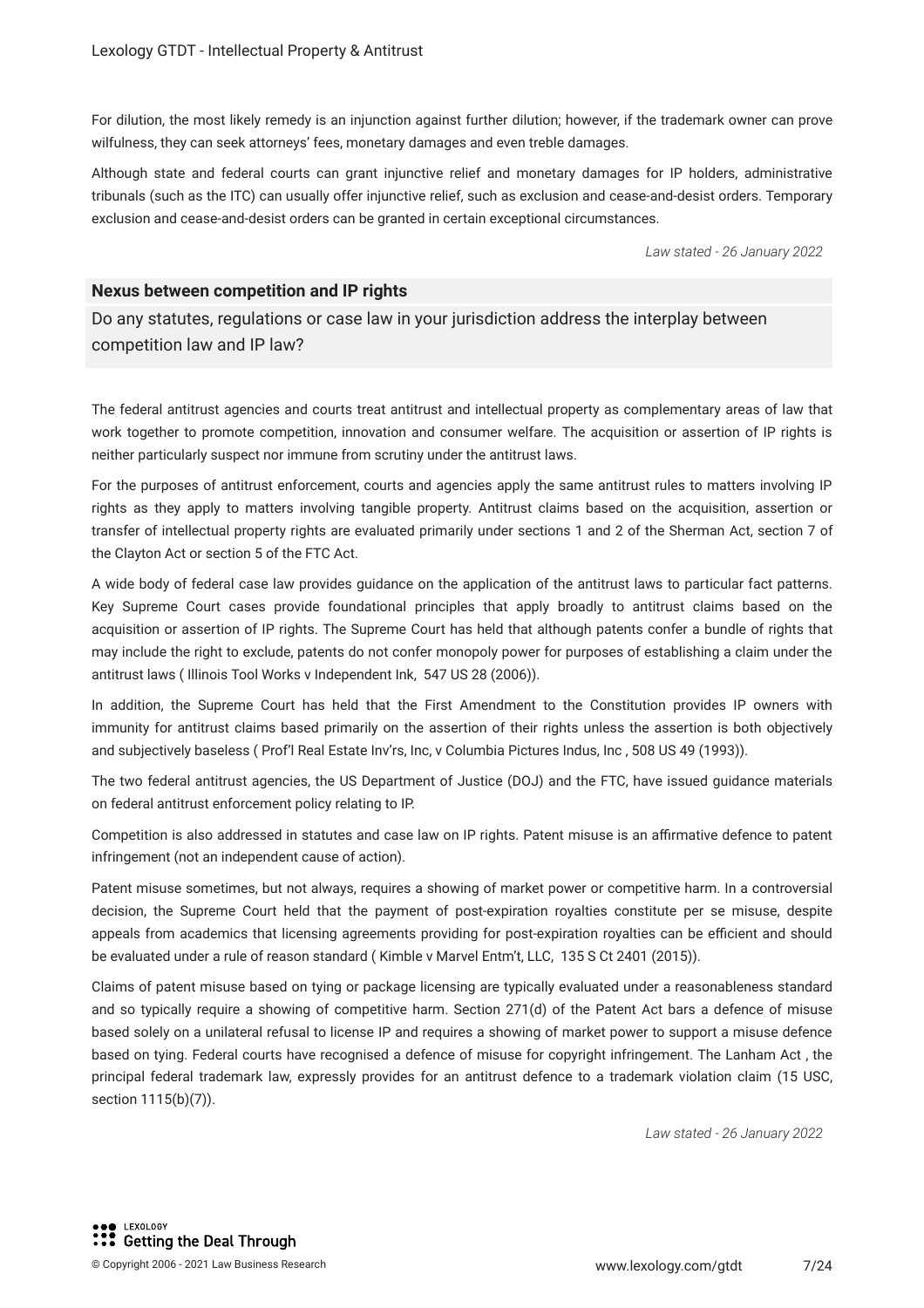For dilution, the most likely remedy is an injunction against further dilution; however, if the trademark owner can prove wilfulness, they can seek attorneys' fees, monetary damages and even treble damages.

Although state and federal courts can grant injunctive relief and monetary damages for IP holders, administrative tribunals (such as the ITC) can usually offer injunctive relief, such as exclusion and cease-and-desist orders. Temporary exclusion and cease-and-desist orders can be granted in certain exceptional circumstances.

*Law stated - 26 January 2022*

## Nexus between competition and IP rights

### Do any statutes, regulations or case law in your jurisdiction address the interplay between competition law and IP law?

The federal antitrust agencies and courts treat antitrust and intellectual property as complementary areas of law that work together to promote competition, innovation and consumer welfare. The acquisition or assertion of IP rights is neither particularly suspect nor immune from scrutiny under the antitrust laws.

For the purposes of antitrust enforcement, courts and agencies apply the same antitrust rules to matters involving IP rights as they apply to matters involving tangible property. Antitrust claims based on the acquisition, assertion or transfer of intellectual property rights are evaluated primarily under sections 1 and 2 of the Sherman Act, section 7 of the Clayton Act or section 5 of the FTC Act.

A wide body of federal case law provides guidance on the application of the antitrust laws to particular fact patterns. Key Supreme Court cases provide foundational principles that apply broadly to antitrust claims based on the acquisition or assertion of IP rights. The Supreme Court has held that although patents confer a bundle of rights that may include the right to exclude, patents do not confer monopoly power for purposes of establishing a claim under the antitrust laws ( Illinois Tool Works v Independent Ink, 547 US 28 (2006)).

In addition, the Supreme Court has held that the First Amendment to the Constitution provides IP owners with immunity for antitrust claims based primarily on the assertion of their rights unless the assertion is both objectively and subjectively baseless ( Prof'l Real Estate Inv'rs, Inc, v Columbia Pictures Indus, Inc , 508 US 49 (1993)).

The two federal antitrust agencies, the US Department of Justice (DOJ) and the FTC, have issued guidance materials on federal antitrust enforcement policy relating to IP.

Competition is also addressed in statutes and case law on IP rights. Patent misuse is an affirmative defence to patent infringement (not an independent cause of action).

Patent misuse sometimes, but not always, requires a showing of market power or competitive harm. In a controversial decision, the Supreme Court held that the payment of post-expiration royalties constitute per se misuse, despite appeals from academics that licensing agreements providing for post-expiration royalties can be efficient and should be evaluated under a rule of reason standard ( Kimble v Marvel Entm't, LLC, 135 S Ct 2401 (2015)).

Claims of patent misuse based on tying or package licensing are typically evaluated under a reasonableness standard and so typically require a showing of competitive harm. Section 271(d) of the Patent Act bars a defence of misuse based solely on a unilateral refusal to license IP and requires a showing of market power to support a misuse defence based on tying. Federal courts have recognised a defence of misuse for copyright infringement. The Lanham Act , the principal federal trademark law, expressly provides for an antitrust defence to a trademark violation claim (15 USC, section 1115(b)(7)).

*Law stated - 26 January 2022*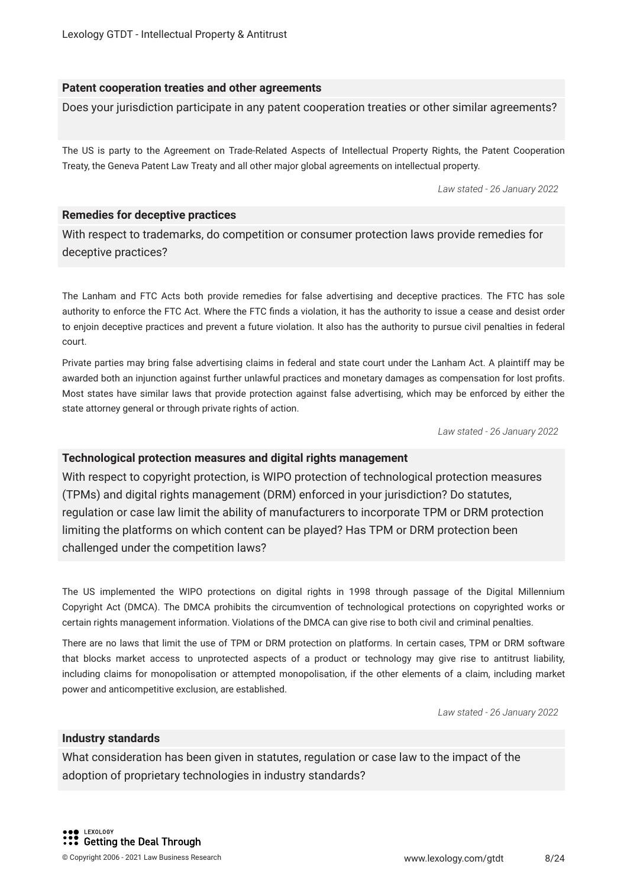### Patent cooperation treaties and other agreements

Does your jurisdiction participate in any patent cooperation treaties or other similar agreements?

The US is party to the Agreement on Trade-Related Aspects of Intellectual Property Rights, the Patent Cooperation Treaty, the Geneva Patent Law Treaty and all other major global agreements on intellectual property.

*Law stated - 26 January 2022*

### Remedies for deceptive practices

With respect to trademarks, do competition or consumer protection laws provide remedies for deceptive practices?

The Lanham and FTC Acts both provide remedies for false advertising and deceptive practices. The FTC has sole authority to enforce the FTC Act. Where the FTC finds a violation, it has the authority to issue a cease and desist order to enjoin deceptive practices and prevent a future violation. It also has the authority to pursue civil penalties in federal court.

Private parties may bring false advertising claims in federal and state court under the Lanham Act. A plaintiff may be awarded both an injunction against further unlawful practices and monetary damages as compensation for lost profits. Most states have similar laws that provide protection against false advertising, which may be enforced by either the state attorney general or through private rights of action.

*Law stated - 26 January 2022*

### Technological protection measures and digital rights management

With respect to copyright protection, is WIPO protection of technological protection measures (TPMs) and digital rights management (DRM) enforced in your jurisdiction? Do statutes, regulation or case law limit the ability of manufacturers to incorporate TPM or DRM protection limiting the platforms on which content can be played? Has TPM or DRM protection been challenged under the competition laws?

The US implemented the WIPO protections on digital rights in 1998 through passage of the Digital Millennium Copyright Act (DMCA). The DMCA prohibits the circumvention of technological protections on copyrighted works or certain rights management information. Violations of the DMCA can give rise to both civil and criminal penalties.

There are no laws that limit the use of TPM or DRM protection on platforms. In certain cases, TPM or DRM software that blocks market access to unprotected aspects of a product or technology may give rise to antitrust liability, including claims for monopolisation or attempted monopolisation, if the other elements of a claim, including market power and anticompetitive exclusion, are established.

*Law stated - 26 January 2022*

### Industry standards

What consideration has been given in statutes, regulation or case law to the impact of the adoption of proprietary technologies in industry standards?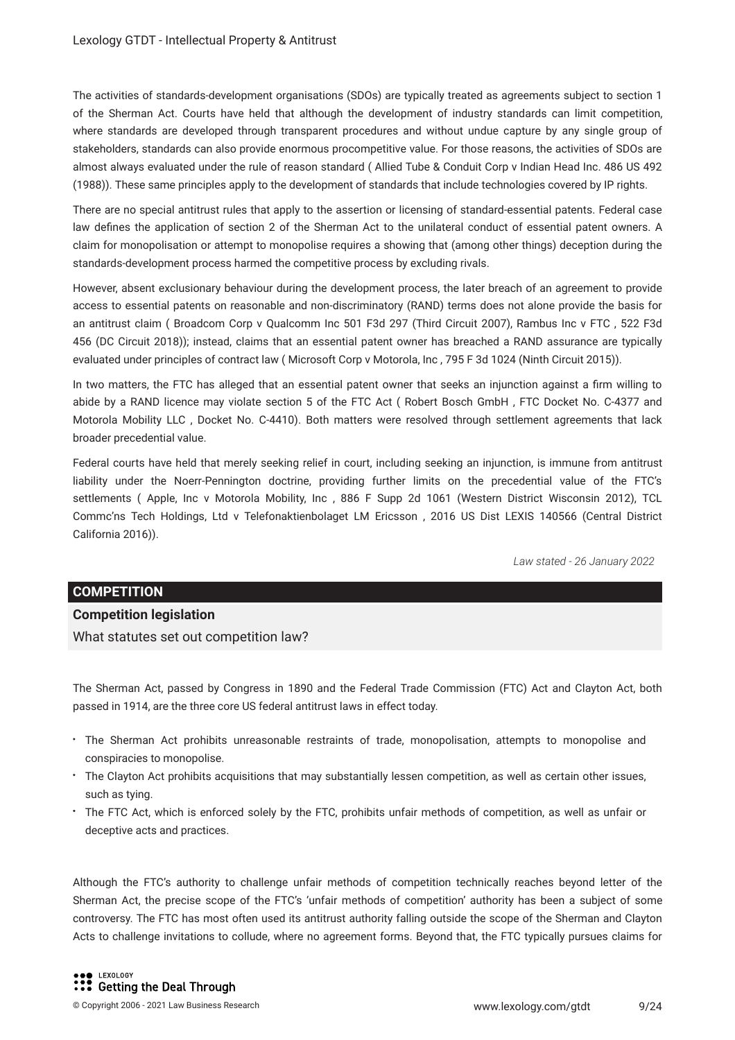The activities of standards-development organisations (SDOs) are typically treated as agreements subject to section 1 of the Sherman Act. Courts have held that although the development of industry standards can limit competition, where standards are developed through transparent procedures and without undue capture by any single group of stakeholders, standards can also provide enormous procompetitive value. For those reasons, the activities of SDOs are almost always evaluated under the rule of reason standard ( Allied Tube & Conduit Corp v Indian Head Inc. 486 US 492 (1988)). These same principles apply to the development of standards that include technologies covered by IP rights.

There are no special antitrust rules that apply to the assertion or licensing of standard-essential patents. Federal case law defines the application of section 2 of the Sherman Act to the unilateral conduct of essential patent owners. A claim for monopolisation or attempt to monopolise requires a showing that (among other things) deception during the standards-development process harmed the competitive process by excluding rivals.

However, absent exclusionary behaviour during the development process, the later breach of an agreement to provide access to essential patents on reasonable and non-discriminatory (RAND) terms does not alone provide the basis for an antitrust claim ( Broadcom Corp v Qualcomm Inc 501 F3d 297 (Third Circuit 2007), Rambus Inc v FTC , 522 F3d 456 (DC Circuit 2018)); instead, claims that an essential patent owner has breached a RAND assurance are typically evaluated under principles of contract law ( Microsoft Corp v Motorola, Inc , 795 F 3d 1024 (Ninth Circuit 2015)).

In two matters, the FTC has alleged that an essential patent owner that seeks an injunction against a firm willing to abide by a RAND licence may violate section 5 of the FTC Act ( Robert Bosch GmbH , FTC Docket No. C-4377 and Motorola Mobility LLC , Docket No. C-4410). Both matters were resolved through settlement agreements that lack broader precedential value.

Federal courts have held that merely seeking relief in court, including seeking an injunction, is immune from antitrust liability under the Noerr-Pennington doctrine, providing further limits on the precedential value of the FTC's settlements ( Apple, Inc v Motorola Mobility, Inc , 886 F Supp 2d 1061 (Western District Wisconsin 2012), TCL Commc'ns Tech Holdings, Ltd v Telefonaktienbolaget LM Ericsson , 2016 US Dist LEXIS 140566 (Central District California 2016)).

*Law stated - 26 January 2022*

## COMPETITION

### Competition legislation

What statutes set out competition law?

The Sherman Act, passed by Congress in 1890 and the Federal Trade Commission (FTC) Act and Clayton Act, both passed in 1914, are the three core US federal antitrust laws in effect today.

- The Sherman Act prohibits unreasonable restraints of trade, monopolisation, attempts to monopolise and conspiracies to monopolise.
- The Clayton Act prohibits acquisitions that may substantially lessen competition, as well as certain other issues, such as tying.
- The FTC Act, which is enforced solely by the FTC, prohibits unfair methods of competition, as well as unfair or deceptive acts and practices.

Although the FTC's authority to challenge unfair methods of competition technically reaches beyond letter of the Sherman Act, the precise scope of the FTC's 'unfair methods of competition' authority has been a subject of some controversy. The FTC has most often used its antitrust authority falling outside the scope of the Sherman and Clayton Acts to challenge invitations to collude, where no agreement forms. Beyond that, the FTC typically pursues claims for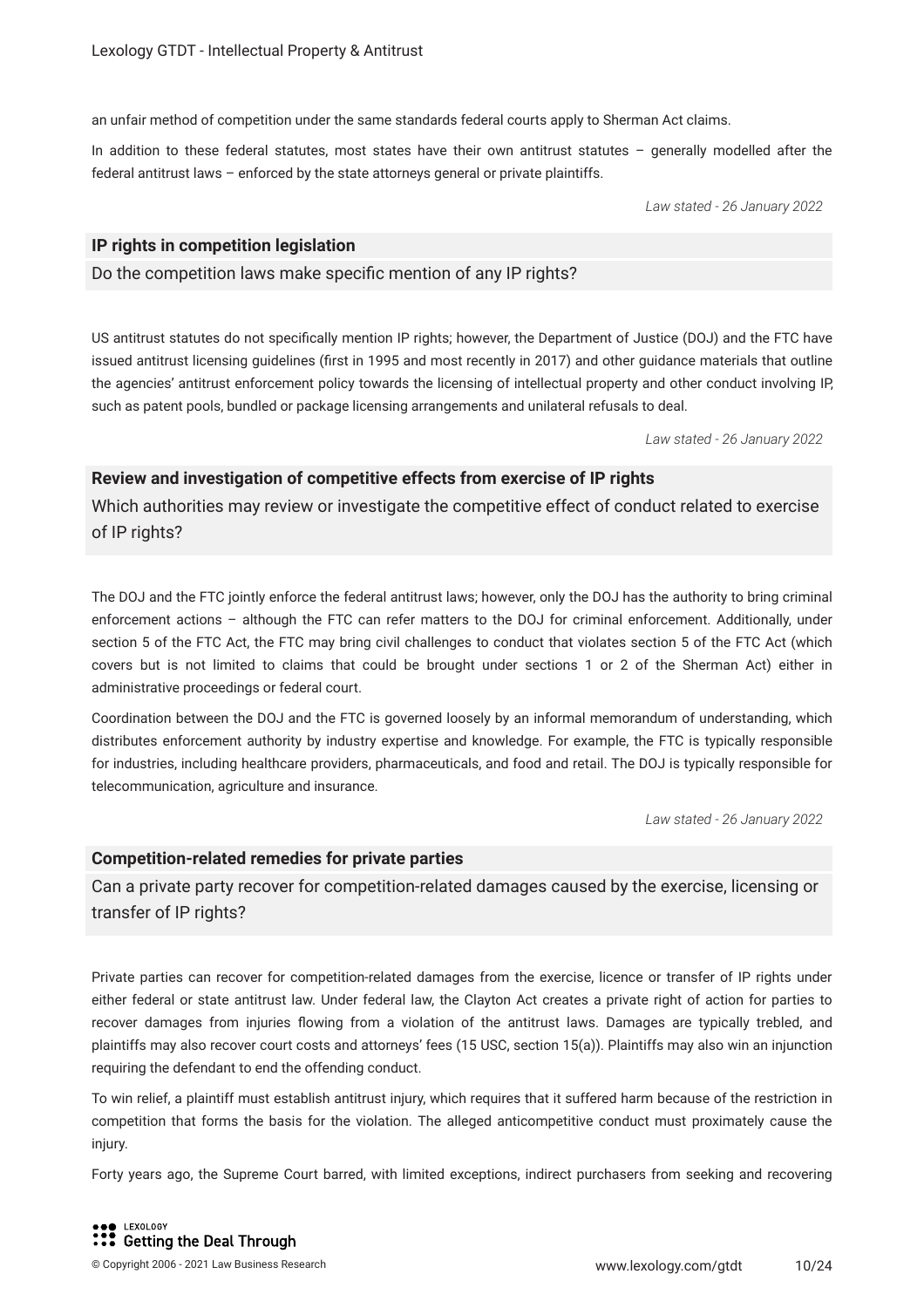an unfair method of competition under the same standards federal courts apply to Sherman Act claims.

In addition to these federal statutes, most states have their own antitrust statutes – generally modelled after the federal antitrust laws – enforced by the state attorneys general or private plaintiffs.

*Law stated - 26 January 2022*

## IP rights in competition legislation

Do the competition laws make specific mention of any IP rights?

US antitrust statutes do not specifically mention IP rights; however, the Department of Justice (DOJ) and the FTC have issued antitrust licensing guidelines (first in 1995 and most recently in 2017) and other guidance materials that outline the agencies' antitrust enforcement policy towards the licensing of intellectual property and other conduct involving IP, such as patent pools, bundled or package licensing arrangements and unilateral refusals to deal.

*Law stated - 26 January 2022*

## Review and investigation of competitive effects from exercise of IP rights

Which authorities may review or investigate the competitive effect of conduct related to exercise of IP rights?

The DOJ and the FTC jointly enforce the federal antitrust laws; however, only the DOJ has the authority to bring criminal enforcement actions – although the FTC can refer matters to the DOJ for criminal enforcement. Additionally, under section 5 of the FTC Act, the FTC may bring civil challenges to conduct that violates section 5 of the FTC Act (which covers but is not limited to claims that could be brought under sections 1 or 2 of the Sherman Act) either in administrative proceedings or federal court.

Coordination between the DOJ and the FTC is governed loosely by an informal memorandum of understanding, which distributes enforcement authority by industry expertise and knowledge. For example, the FTC is typically responsible for industries, including healthcare providers, pharmaceuticals, and food and retail. The DOJ is typically responsible for telecommunication, agriculture and insurance.

*Law stated - 26 January 2022*

## Competition-related remedies for private parties

Can a private party recover for competition-related damages caused by the exercise, licensing or transfer of IP rights?

Private parties can recover for competition-related damages from the exercise, licence or transfer of IP rights under either federal or state antitrust law. Under federal law, the Clayton Act creates a private right of action for parties to recover damages from injuries flowing from a violation of the antitrust laws. Damages are typically trebled, and plaintiffs may also recover court costs and attorneys' fees (15 USC, section 15(a)). Plaintiffs may also win an injunction requiring the defendant to end the offending conduct.

To win relief, a plaintiff must establish antitrust injury, which requires that it suffered harm because of the restriction in competition that forms the basis for the violation. The alleged anticompetitive conduct must proximately cause the injury.

Forty years ago, the Supreme Court barred, with limited exceptions, indirect purchasers from seeking and recovering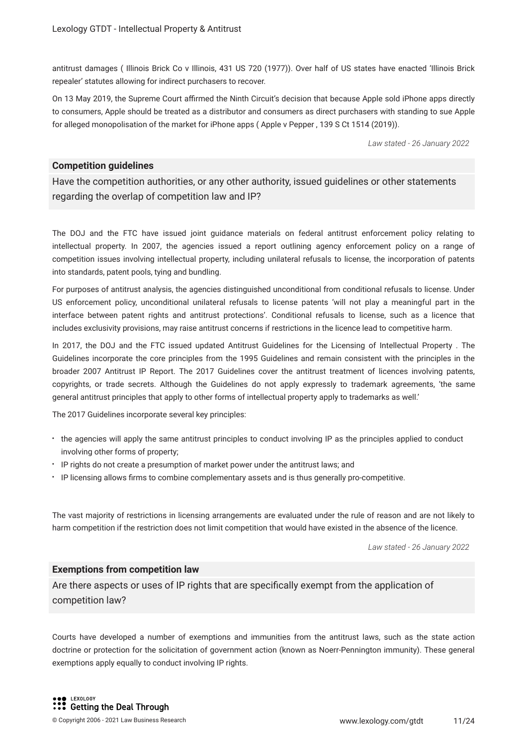antitrust damages ( Illinois Brick Co v Illinois, 431 US 720 (1977)). Over half of US states have enacted 'Illinois Brick repealer' statutes allowing for indirect purchasers to recover.

On 13 May 2019, the Supreme Court affirmed the Ninth Circuit's decision that because Apple sold iPhone apps directly to consumers, Apple should be treated as a distributor and consumers as direct purchasers with standing to sue Apple for alleged monopolisation of the market for iPhone apps ( Apple v Pepper , 139 S Ct 1514 (2019)).

*Law stated - 26 January 2022*

### Competition guidelines

Have the competition authorities, or any other authority, issued guidelines or other statements regarding the overlap of competition law and IP?

The DOJ and the FTC have issued joint guidance materials on federal antitrust enforcement policy relating to intellectual property. In 2007, the agencies issued a report outlining agency enforcement policy on a range of competition issues involving intellectual property, including unilateral refusals to license, the incorporation of patents into standards, patent pools, tying and bundling.

For purposes of antitrust analysis, the agencies distinguished unconditional from conditional refusals to license. Under US enforcement policy, unconditional unilateral refusals to license patents 'will not play a meaningful part in the interface between patent rights and antitrust protections'. Conditional refusals to license, such as a licence that includes exclusivity provisions, may raise antitrust concerns if restrictions in the licence lead to competitive harm.

In 2017, the DOJ and the FTC issued updated Antitrust Guidelines for the Licensing of Intellectual Property . The Guidelines incorporate the core principles from the 1995 Guidelines and remain consistent with the principles in the broader 2007 Antitrust IP Report. The 2017 Guidelines cover the antitrust treatment of licences involving patents, copyrights, or trade secrets. Although the Guidelines do not apply expressly to trademark agreements, 'the same general antitrust principles that apply to other forms of intellectual property apply to trademarks as well.'

The 2017 Guidelines incorporate several key principles:

- the agencies will apply the same antitrust principles to conduct involving IP as the principles applied to conduct involving other forms of property;
- IP rights do not create a presumption of market power under the antitrust laws; and
- IP licensing allows firms to combine complementary assets and is thus generally pro-competitive.

The vast majority of restrictions in licensing arrangements are evaluated under the rule of reason and are not likely to harm competition if the restriction does not limit competition that would have existed in the absence of the licence.

*Law stated - 26 January 2022*

### Exemptions from competition law

Are there aspects or uses of IP rights that are specifically exempt from the application of competition law?

Courts have developed a number of exemptions and immunities from the antitrust laws, such as the state action doctrine or protection for the solicitation of government action (known as Noerr-Pennington immunity). These general exemptions apply equally to conduct involving IP rights.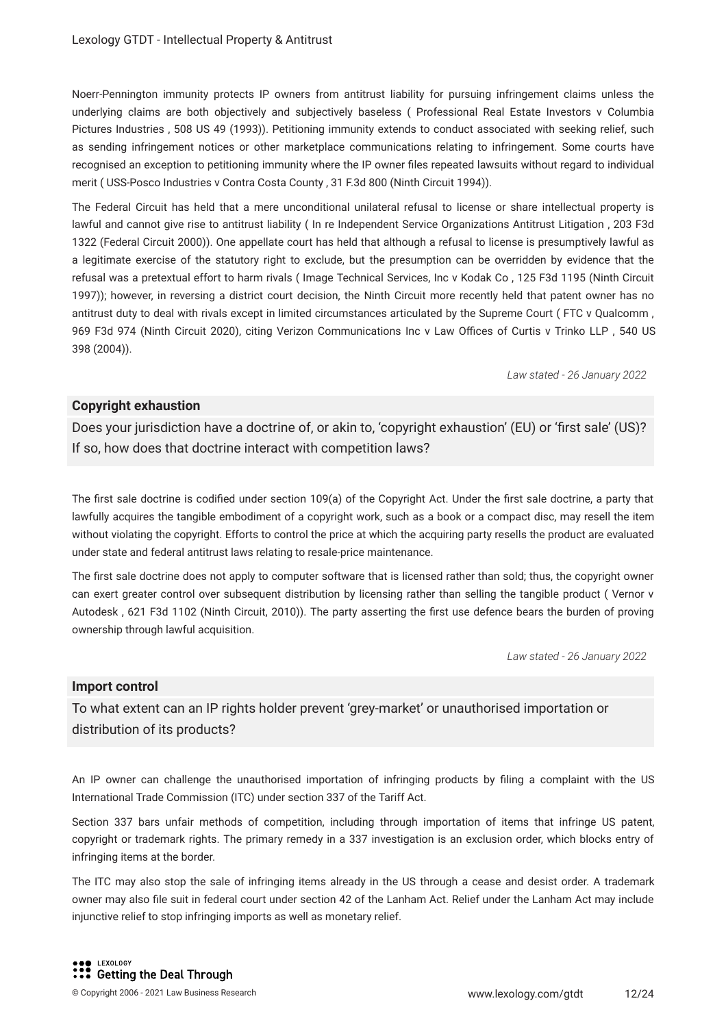Noerr-Pennington immunity protects IP owners from antitrust liability for pursuing infringement claims unless the underlying claims are both objectively and subjectively baseless ( Professional Real Estate Investors v Columbia Pictures Industries , 508 US 49 (1993)). Petitioning immunity extends to conduct associated with seeking relief, such as sending infringement notices or other marketplace communications relating to infringement. Some courts have recognised an exception to petitioning immunity where the IP owner files repeated lawsuits without regard to individual merit ( USS-Posco Industries v Contra Costa County , 31 F.3d 800 (Ninth Circuit 1994)).

The Federal Circuit has held that a mere unconditional unilateral refusal to license or share intellectual property is lawful and cannot give rise to antitrust liability ( In re Independent Service Organizations Antitrust Litigation , 203 F3d 1322 (Federal Circuit 2000)). One appellate court has held that although a refusal to license is presumptively lawful as a legitimate exercise of the statutory right to exclude, but the presumption can be overridden by evidence that the refusal was a pretextual effort to harm rivals ( Image Technical Services, Inc v Kodak Co , 125 F3d 1195 (Ninth Circuit 1997)); however, in reversing a district court decision, the Ninth Circuit more recently held that patent owner has no antitrust duty to deal with rivals except in limited circumstances articulated by the Supreme Court ( FTC v Qualcomm , 969 F3d 974 (Ninth Circuit 2020), citing Verizon Communications Inc v Law Offices of Curtis v Trinko LLP , 540 US 398 (2004)).

*Law stated - 26 January 2022*

**Copyright exhaustion**

Does your jurisdiction have a doctrine of, or akin to, 'copyright exhaustion' (EU) or 'first sale' (US)? If so, how does that doctrine interact with competition laws?

The first sale doctrine is codified under section 109(a) of the Copyright Act. Under the first sale doctrine, a party that lawfully acquires the tangible embodiment of a copyright work, such as a book or a compact disc, may resell the item without violating the copyright. Efforts to control the price at which the acquiring party resells the product are evaluated under state and federal antitrust laws relating to resale-price maintenance.

The first sale doctrine does not apply to computer software that is licensed rather than sold; thus, the copyright owner can exert greater control over subsequent distribution by licensing rather than selling the tangible product ( Vernor v Autodesk , 621 F3d 1102 (Ninth Circuit, 2010)). The party asserting the first use defence bears the burden of proving ownership through lawful acquisition.

*Law stated - 26 January 2022*

**Import control**

To what extent can an IP rights holder prevent 'grey-market' or unauthorised importation or distribution of its products?

An IP owner can challenge the unauthorised importation of infringing products by filing a complaint with the US International Trade Commission (ITC) under section 337 of the Tariff Act.

Section 337 bars unfair methods of competition, including through importation of items that infringe US patent, copyright or trademark rights. The primary remedy in a 337 investigation is an exclusion order, which blocks entry of infringing items at the border.

The ITC may also stop the sale of infringing items already in the US through a cease and desist order. A trademark owner may also file suit in federal court under section 42 of the Lanham Act. Relief under the Lanham Act may include injunctive relief to stop infringing imports as well as monetary relief.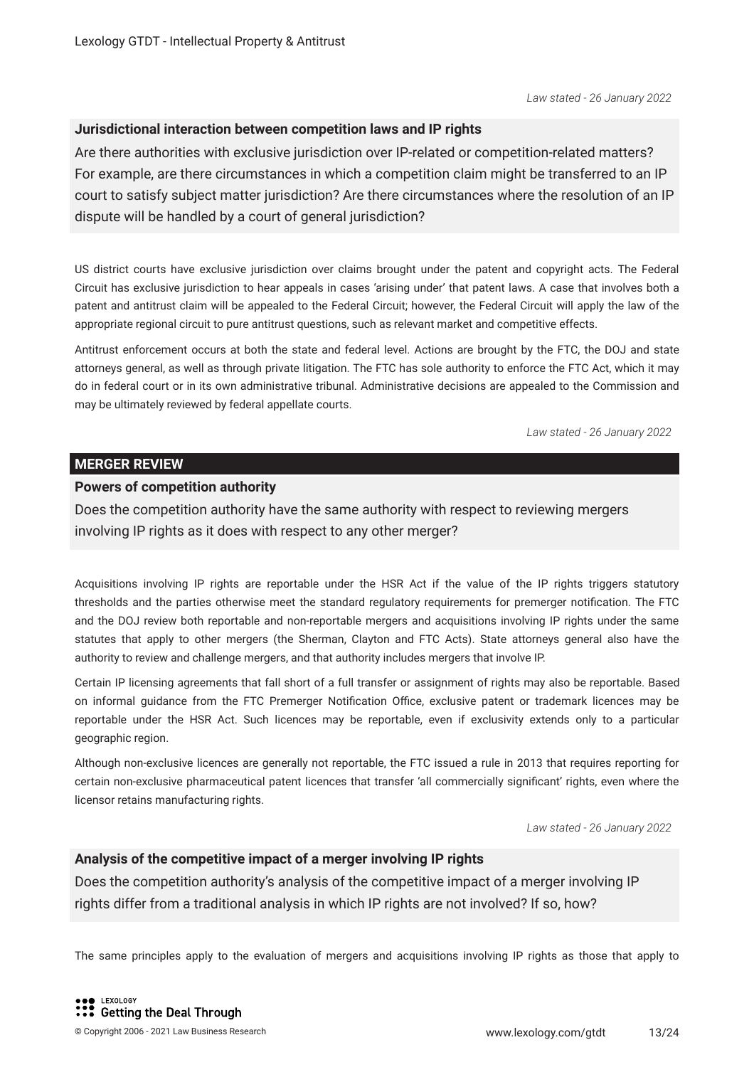*Law stated - 26 January 2022*

### Jurisdictional interaction between competition laws and IP rights

Are there authorities with exclusive jurisdiction over IP-related or competition-related matters? For example, are there circumstances in which a competition claim might be transferred to an IP court to satisfy subject matter jurisdiction? Are there circumstances where the resolution of an IP dispute will be handled by a court of general jurisdiction?

US district courts have exclusive jurisdiction over claims brought under the patent and copyright acts. The Federal Circuit has exclusive jurisdiction to hear appeals in cases 'arising under' that patent laws. A case that involves both a patent and antitrust claim will be appealed to the Federal Circuit; however, the Federal Circuit will apply the law of the appropriate regional circuit to pure antitrust questions, such as relevant market and competitive effects.

Antitrust enforcement occurs at both the state and federal level. Actions are brought by the FTC, the DOJ and state attorneys general, as well as through private litigation. The FTC has sole authority to enforce the FTC Act, which it may do in federal court or in its own administrative tribunal. Administrative decisions are appealed to the Commission and may be ultimately reviewed by federal appellate courts.

*Law stated - 26 January 2022*

## MERGER REVIEW

### Powers of competition authority

Does the competition authority have the same authority with respect to reviewing mergers involving IP rights as it does with respect to any other merger?

Acquisitions involving IP rights are reportable under the HSR Act if the value of the IP rights triggers statutory thresholds and the parties otherwise meet the standard regulatory requirements for premerger notification. The FTC and the DOJ review both reportable and non-reportable mergers and acquisitions involving IP rights under the same statutes that apply to other mergers (the Sherman, Clayton and FTC Acts). State attorneys general also have the authority to review and challenge mergers, and that authority includes mergers that involve IP.

Certain IP licensing agreements that fall short of a full transfer or assignment of rights may also be reportable. Based on informal guidance from the FTC Premerger Notification Office, exclusive patent or trademark licences may be reportable under the HSR Act. Such licences may be reportable, even if exclusivity extends only to a particular geographic region.

Although non-exclusive licences are generally not reportable, the FTC issued a rule in 2013 that requires reporting for certain non-exclusive pharmaceutical patent licences that transfer 'all commercially significant' rights, even where the licensor retains manufacturing rights.

*Law stated - 26 January 2022*

### Analysis of the competitive impact of a merger involving IP rights

Does the competition authority's analysis of the competitive impact of a merger involving IP rights differ from a traditional analysis in which IP rights are not involved? If so, how?

The same principles apply to the evaluation of mergers and acquisitions involving IP rights as those that apply to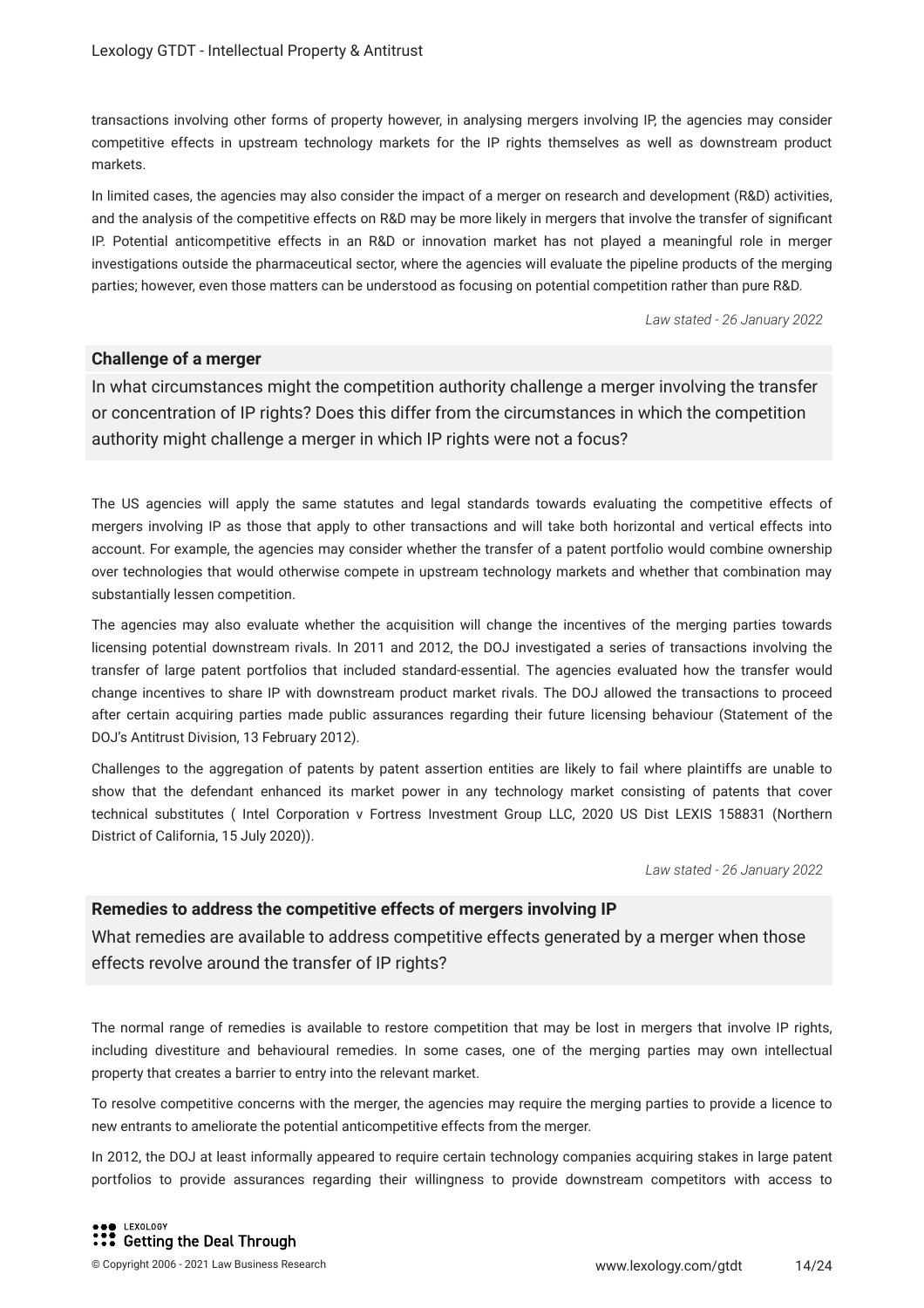transactions involving other forms of property however, in analysing mergers involving IP, the agencies may consider competitive effects in upstream technology markets for the IP rights themselves as well as downstream product markets.

In limited cases, the agencies may also consider the impact of a merger on research and development (R&D) activities, and the analysis of the competitive effects on R&D may be more likely in mergers that involve the transfer of significant IP. Potential anticompetitive effects in an R&D or innovation market has not played a meaningful role in merger investigations outside the pharmaceutical sector, where the agencies will evaluate the pipeline products of the merging parties; however, even those matters can be understood as focusing on potential competition rather than pure R&D.

*Law stated - 26 January 2022*

**Challenge of a merger**

In what circumstances might the competition authority challenge a merger involving the transfer or concentration of IP rights? Does this differ from the circumstances in which the competition authority might challenge a merger in which IP rights were not a focus?

The US agencies will apply the same statutes and legal standards towards evaluating the competitive effects of mergers involving IP as those that apply to other transactions and will take both horizontal and vertical effects into account. For example, the agencies may consider whether the transfer of a patent portfolio would combine ownership over technologies that would otherwise compete in upstream technology markets and whether that combination may substantially lessen competition.

The agencies may also evaluate whether the acquisition will change the incentives of the merging parties towards licensing potential downstream rivals. In 2011 and 2012, the DOJ investigated a series of transactions involving the transfer of large patent portfolios that included standard-essential. The agencies evaluated how the transfer would change incentives to share IP with downstream product market rivals. The DOJ allowed the transactions to proceed after certain acquiring parties made public assurances regarding their future licensing behaviour (Statement of the DOJ's Antitrust Division, 13 February 2012).

Challenges to the aggregation of patents by patent assertion entities are likely to fail where plaintiffs are unable to show that the defendant enhanced its market power in any technology market consisting of patents that cover technical substitutes ( Intel Corporation v Fortress Investment Group LLC, 2020 US Dist LEXIS 158831 (Northern District of California, 15 July 2020)).

*Law stated - 26 January 2022*

**Remedies to address the competitive effects of mergers involving IP**

What remedies are available to address competitive effects generated by a merger when those effects revolve around the transfer of IP rights?

The normal range of remedies is available to restore competition that may be lost in mergers that involve IP rights, including divestiture and behavioural remedies. In some cases, one of the merging parties may own intellectual property that creates a barrier to entry into the relevant market.

To resolve competitive concerns with the merger, the agencies may require the merging parties to provide a licence to new entrants to ameliorate the potential anticompetitive effects from the merger.

In 2012, the DOJ at least informally appeared to require certain technology companies acquiring stakes in large patent portfolios to provide assurances regarding their willingness to provide downstream competitors with access to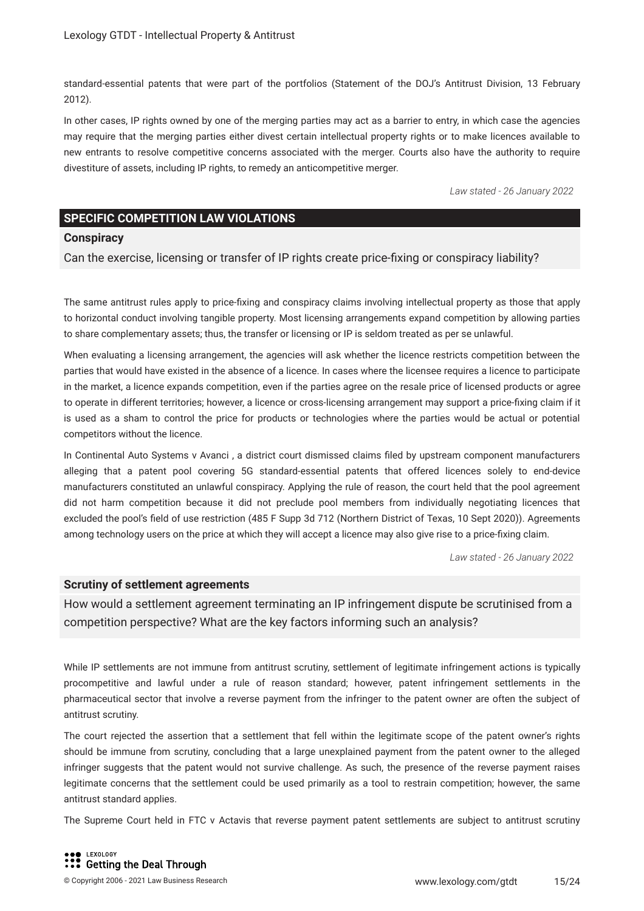standard-essential patents that were part of the portfolios (Statement of the DOJ's Antitrust Division, 13 February 2012).

In other cases, IP rights owned by one of the merging parties may act as a barrier to entry, in which case the agencies may require that the merging parties either divest certain intellectual property rights or to make licences available to new entrants to resolve competitive concerns associated with the merger. Courts also have the authority to require divestiture of assets, including IP rights, to remedy an anticompetitive merger.

*Law stated - 26 January 2022*

## SPECIFIC COMPETITION LAW VIOLATIONS

### Conspiracy

Can the exercise, licensing or transfer of IP rights create price-fixing or conspiracy liability?

The same antitrust rules apply to price-fixing and conspiracy claims involving intellectual property as those that apply to horizontal conduct involving tangible property. Most licensing arrangements expand competition by allowing parties to share complementary assets; thus, the transfer or licensing or IP is seldom treated as per se unlawful.

When evaluating a licensing arrangement, the agencies will ask whether the licence restricts competition between the parties that would have existed in the absence of a licence. In cases where the licensee requires a licence to participate in the market, a licence expands competition, even if the parties agree on the resale price of licensed products or agree to operate in different territories; however, a licence or cross-licensing arrangement may support a price-fixing claim if it is used as a sham to control the price for products or technologies where the parties would be actual or potential competitors without the licence.

In Continental Auto Systems v Avanci , a district court dismissed claims filed by upstream component manufacturers alleging that a patent pool covering 5G standard-essential patents that offered licences solely to end-device manufacturers constituted an unlawful conspiracy. Applying the rule of reason, the court held that the pool agreement did not harm competition because it did not preclude pool members from individually negotiating licences that excluded the pool's field of use restriction (485 F Supp 3d 712 (Northern District of Texas, 10 Sept 2020)). Agreements among technology users on the price at which they will accept a licence may also give rise to a price-fixing claim.

*Law stated - 26 January 2022*

### Scrutiny of settlement agreements

How would a settlement agreement terminating an IP infringement dispute be scrutinised from a competition perspective? What are the key factors informing such an analysis?

While IP settlements are not immune from antitrust scrutiny, settlement of legitimate infringement actions is typically procompetitive and lawful under a rule of reason standard; however, patent infringement settlements in the pharmaceutical sector that involve a reverse payment from the infringer to the patent owner are often the subject of antitrust scrutiny.

The court rejected the assertion that a settlement that fell within the legitimate scope of the patent owner's rights should be immune from scrutiny, concluding that a large unexplained payment from the patent owner to the alleged infringer suggests that the patent would not survive challenge. As such, the presence of the reverse payment raises legitimate concerns that the settlement could be used primarily as a tool to restrain competition; however, the same antitrust standard applies.

The Supreme Court held in FTC v Actavis that reverse payment patent settlements are subject to antitrust scrutiny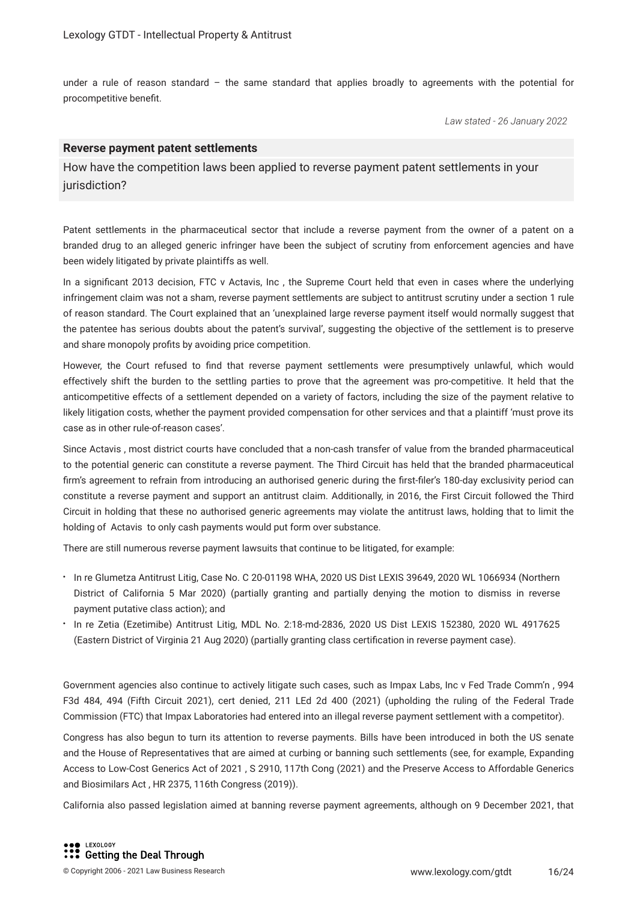under a rule of reason standard – the same standard that applies broadly to agreements with the potential for procompetitive benefit.

*Law stated - 26 January 2022*

**Reverse payment patent settlements**

How have the competition laws been applied to reverse payment patent settlements in your jurisdiction?

Patent settlements in the pharmaceutical sector that include a reverse payment from the owner of a patent on a branded drug to an alleged generic infringer have been the subject of scrutiny from enforcement agencies and have been widely litigated by private plaintiffs as well.

In a significant 2013 decision, FTC v Actavis, Inc , the Supreme Court held that even in cases where the underlying infringement claim was not a sham, reverse payment settlements are subject to antitrust scrutiny under a section 1 rule of reason standard. The Court explained that an 'unexplained large reverse payment itself would normally suggest that the patentee has serious doubts about the patent's survival', suggesting the objective of the settlement is to preserve and share monopoly profits by avoiding price competition.

However, the Court refused to find that reverse payment settlements were presumptively unlawful, which would effectively shift the burden to the settling parties to prove that the agreement was pro-competitive. It held that the anticompetitive effects of a settlement depended on a variety of factors, including the size of the payment relative to likely litigation costs, whether the payment provided compensation for other services and that a plaintiff 'must prove its case as in other rule-of-reason cases'.

Since Actavis , most district courts have concluded that a non-cash transfer of value from the branded pharmaceutical to the potential generic can constitute a reverse payment. The Third Circuit has held that the branded pharmaceutical firm's agreement to refrain from introducing an authorised generic during the first-filer's 180-day exclusivity period can constitute a reverse payment and support an antitrust claim. Additionally, in 2016, the First Circuit followed the Third Circuit in holding that these no authorised generic agreements may violate the antitrust laws, holding that to limit the holding of Actavis to only cash payments would put form over substance.

There are still numerous reverse payment lawsuits that continue to be litigated, for example:

- In re Glumetza Antitrust Litig, Case No. C 20-01198 WHA, 2020 US Dist LEXIS 39649, 2020 WL 1066934 (Northern District of California 5 Mar 2020) (partially granting and partially denying the motion to dismiss in reverse payment putative class action); and
- In re Zetia (Ezetimibe) Antitrust Litig, MDL No. 2:18-md-2836, 2020 US Dist LEXIS 152380, 2020 WL 4917625 (Eastern District of Virginia 21 Aug 2020) (partially granting class certification in reverse payment case).

Government agencies also continue to actively litigate such cases, such as Impax Labs, Inc v Fed Trade Comm'n , 994 F3d 484, 494 (Fifth Circuit 2021), cert denied, 211 LEd 2d 400 (2021) (upholding the ruling of the Federal Trade Commission (FTC) that Impax Laboratories had entered into an illegal reverse payment settlement with a competitor).

Congress has also begun to turn its attention to reverse payments. Bills have been introduced in both the US senate and the House of Representatives that are aimed at curbing or banning such settlements (see, for example, Expanding Access to Low-Cost Generics Act of 2021 , S 2910, 117th Cong (2021) and the Preserve Access to Affordable Generics and Biosimilars Act , HR 2375, 116th Congress (2019)).

California also passed legislation aimed at banning reverse payment agreements, although on 9 December 2021, that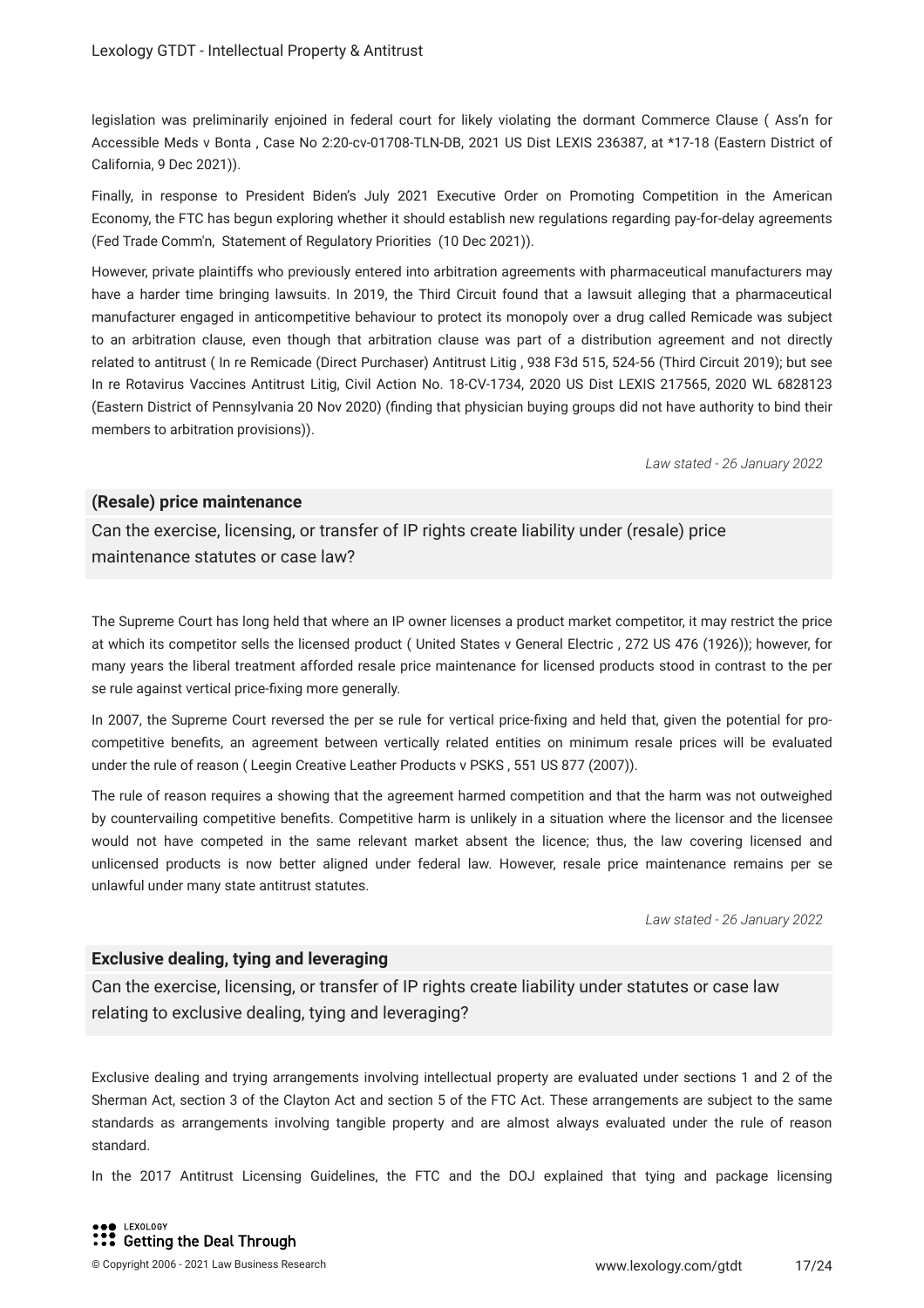legislation was preliminarily enjoined in federal court for likely violating the dormant Commerce Clause ( Ass'n for Accessible Meds v Bonta , Case No 2:20-cv-01708-TLN-DB, 2021 US Dist LEXIS 236387, at *17-18 (Eastern District of California, 9 Dec 2021)).

Finally, in response to President Biden's July 2021 Executive Order on Promoting Competition in the American Economy, the FTC has begun exploring whether it should establish new regulations regarding pay-for-delay agreements (Fed Trade Comm'n, Statement of Regulatory Priorities (10 Dec 2021)).

However, private plaintiffs who previously entered into arbitration agreements with pharmaceutical manufacturers may have a harder time bringing lawsuits. In 2019, the Third Circuit found that a lawsuit alleging that a pharmaceutical manufacturer engaged in anticompetitive behaviour to protect its monopoly over a drug called Remicade was subject to an arbitration clause, even though that arbitration clause was part of a distribution agreement and not directly related to antitrust ( In re Remicade (Direct Purchaser) Antitrust Litig , 938 F3d 515, 524-56 (Third Circuit 2019); but see In re Rotavirus Vaccines Antitrust Litig, Civil Action No. 18-CV-1734, 2020 US Dist LEXIS 217565, 2020 WL 6828123 (Eastern District of Pennsylvania 20 Nov 2020) (finding that physician buying groups did not have authority to bind their members to arbitration provisions)).

*Law stated - 26 January 2022*

## (Resale) price maintenance

### Can the exercise, licensing, or transfer of IP rights create liability under (resale) price maintenance statutes or case law?

The Supreme Court has long held that where an IP owner licenses a product market competitor, it may restrict the price at which its competitor sells the licensed product ( United States v General Electric , 272 US 476 (1926)); however, for many years the liberal treatment afforded resale price maintenance for licensed products stood in contrast to the per se rule against vertical price-fixing more generally.

In 2007, the Supreme Court reversed the per se rule for vertical price-fixing and held that, given the potential for pro-competitive benefits, an agreement between vertically related entities on minimum resale prices will be evaluated under the rule of reason ( Leegin Creative Leather Products v PSKS , 551 US 877 (2007)).

The rule of reason requires a showing that the agreement harmed competition and that the harm was not outweighed by countervailing competitive benefits. Competitive harm is unlikely in a situation where the licensor and the licensee would not have competed in the same relevant market absent the licence; thus, the law covering licensed and unlicensed products is now better aligned under federal law. However, resale price maintenance remains per se unlawful under many state antitrust statutes.

*Law stated - 26 January 2022*

## Exclusive dealing, tying and leveraging

### Can the exercise, licensing, or transfer of IP rights create liability under statutes or case law relating to exclusive dealing, tying and leveraging?

Exclusive dealing and trying arrangements involving intellectual property are evaluated under sections 1 and 2 of the Sherman Act, section 3 of the Clayton Act and section 5 of the FTC Act. These arrangements are subject to the same standards as arrangements involving tangible property and are almost always evaluated under the rule of reason standard.

In the 2017 Antitrust Licensing Guidelines, the FTC and the DOJ explained that tying and package licensing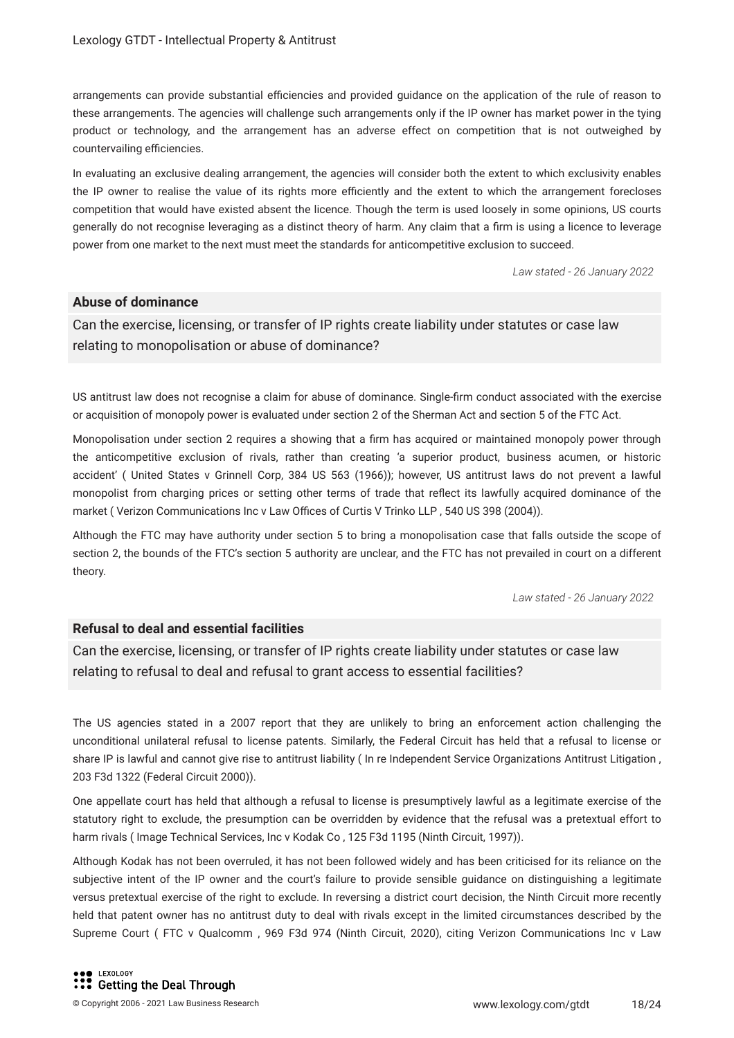arrangements can provide substantial efficiencies and provided guidance on the application of the rule of reason to these arrangements. The agencies will challenge such arrangements only if the IP owner has market power in the tying product or technology, and the arrangement has an adverse effect on competition that is not outweighed by countervailing efficiencies.

In evaluating an exclusive dealing arrangement, the agencies will consider both the extent to which exclusivity enables the IP owner to realise the value of its rights more efficiently and the extent to which the arrangement forecloses competition that would have existed absent the licence. Though the term is used loosely in some opinions, US courts generally do not recognise leveraging as a distinct theory of harm. Any claim that a firm is using a licence to leverage power from one market to the next must meet the standards for anticompetitive exclusion to succeed.

*Law stated - 26 January 2022*

### Abuse of dominance

Can the exercise, licensing, or transfer of IP rights create liability under statutes or case law relating to monopolisation or abuse of dominance?

US antitrust law does not recognise a claim for abuse of dominance. Single-firm conduct associated with the exercise or acquisition of monopoly power is evaluated under section 2 of the Sherman Act and section 5 of the FTC Act.

Monopolisation under section 2 requires a showing that a firm has acquired or maintained monopoly power through the anticompetitive exclusion of rivals, rather than creating 'a superior product, business acumen, or historic accident' ( United States v Grinnell Corp, 384 US 563 (1966)); however, US antitrust laws do not prevent a lawful monopolist from charging prices or setting other terms of trade that reflect its lawfully acquired dominance of the market ( Verizon Communications Inc v Law Offices of Curtis V Trinko LLP , 540 US 398 (2004)).

Although the FTC may have authority under section 5 to bring a monopolisation case that falls outside the scope of section 2, the bounds of the FTC's section 5 authority are unclear, and the FTC has not prevailed in court on a different theory.

*Law stated - 26 January 2022*

### Refusal to deal and essential facilities

Can the exercise, licensing, or transfer of IP rights create liability under statutes or case law relating to refusal to deal and refusal to grant access to essential facilities?

The US agencies stated in a 2007 report that they are unlikely to bring an enforcement action challenging the unconditional unilateral refusal to license patents. Similarly, the Federal Circuit has held that a refusal to license or share IP is lawful and cannot give rise to antitrust liability ( In re Independent Service Organizations Antitrust Litigation , 203 F3d 1322 (Federal Circuit 2000)).

One appellate court has held that although a refusal to license is presumptively lawful as a legitimate exercise of the statutory right to exclude, the presumption can be overridden by evidence that the refusal was a pretextual effort to harm rivals ( Image Technical Services, Inc v Kodak Co , 125 F3d 1195 (Ninth Circuit, 1997)).

Although Kodak has not been overruled, it has not been followed widely and has been criticised for its reliance on the subjective intent of the IP owner and the court's failure to provide sensible guidance on distinguishing a legitimate versus pretextual exercise of the right to exclude. In reversing a district court decision, the Ninth Circuit more recently held that patent owner has no antitrust duty to deal with rivals except in the limited circumstances described by the Supreme Court ( FTC v Qualcomm , 969 F3d 974 (Ninth Circuit, 2020), citing Verizon Communications Inc v Law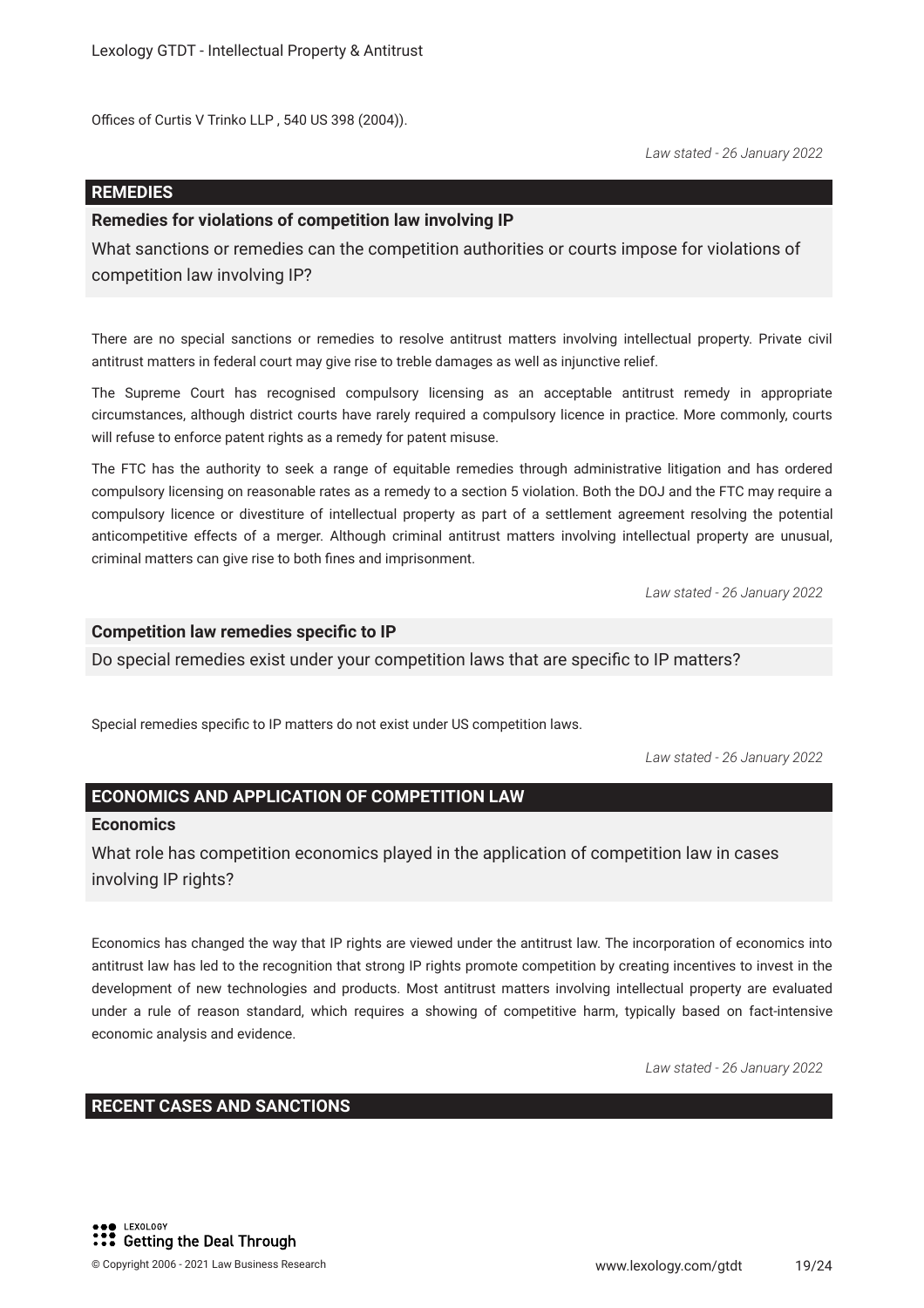Offices of Curtis V Trinko LLP , 540 US 398 (2004)).

*Law stated - 26 January 2022*

## REMEDIES

### Remedies for violations of competition law involving IP

What sanctions or remedies can the competition authorities or courts impose for violations of competition law involving IP?

There are no special sanctions or remedies to resolve antitrust matters involving intellectual property. Private civil antitrust matters in federal court may give rise to treble damages as well as injunctive relief.

The Supreme Court has recognised compulsory licensing as an acceptable antitrust remedy in appropriate circumstances, although district courts have rarely required a compulsory licence in practice. More commonly, courts will refuse to enforce patent rights as a remedy for patent misuse.

The FTC has the authority to seek a range of equitable remedies through administrative litigation and has ordered compulsory licensing on reasonable rates as a remedy to a section 5 violation. Both the DOJ and the FTC may require a compulsory licence or divestiture of intellectual property as part of a settlement agreement resolving the potential anticompetitive effects of a merger. Although criminal antitrust matters involving intellectual property are unusual, criminal matters can give rise to both fines and imprisonment.

*Law stated - 26 January 2022*

### Competition law remedies specific to IP

Do special remedies exist under your competition laws that are specific to IP matters?

Special remedies specific to IP matters do not exist under US competition laws.

*Law stated - 26 January 2022*

## ECONOMICS AND APPLICATION OF COMPETITION LAW

### Economics

What role has competition economics played in the application of competition law in cases involving IP rights?

Economics has changed the way that IP rights are viewed under the antitrust law. The incorporation of economics into antitrust law has led to the recognition that strong IP rights promote competition by creating incentives to invest in the development of new technologies and products. Most antitrust matters involving intellectual property are evaluated under a rule of reason standard, which requires a showing of competitive harm, typically based on fact-intensive economic analysis and evidence.

*Law stated - 26 January 2022*

## RECENT CASES AND SANCTIONS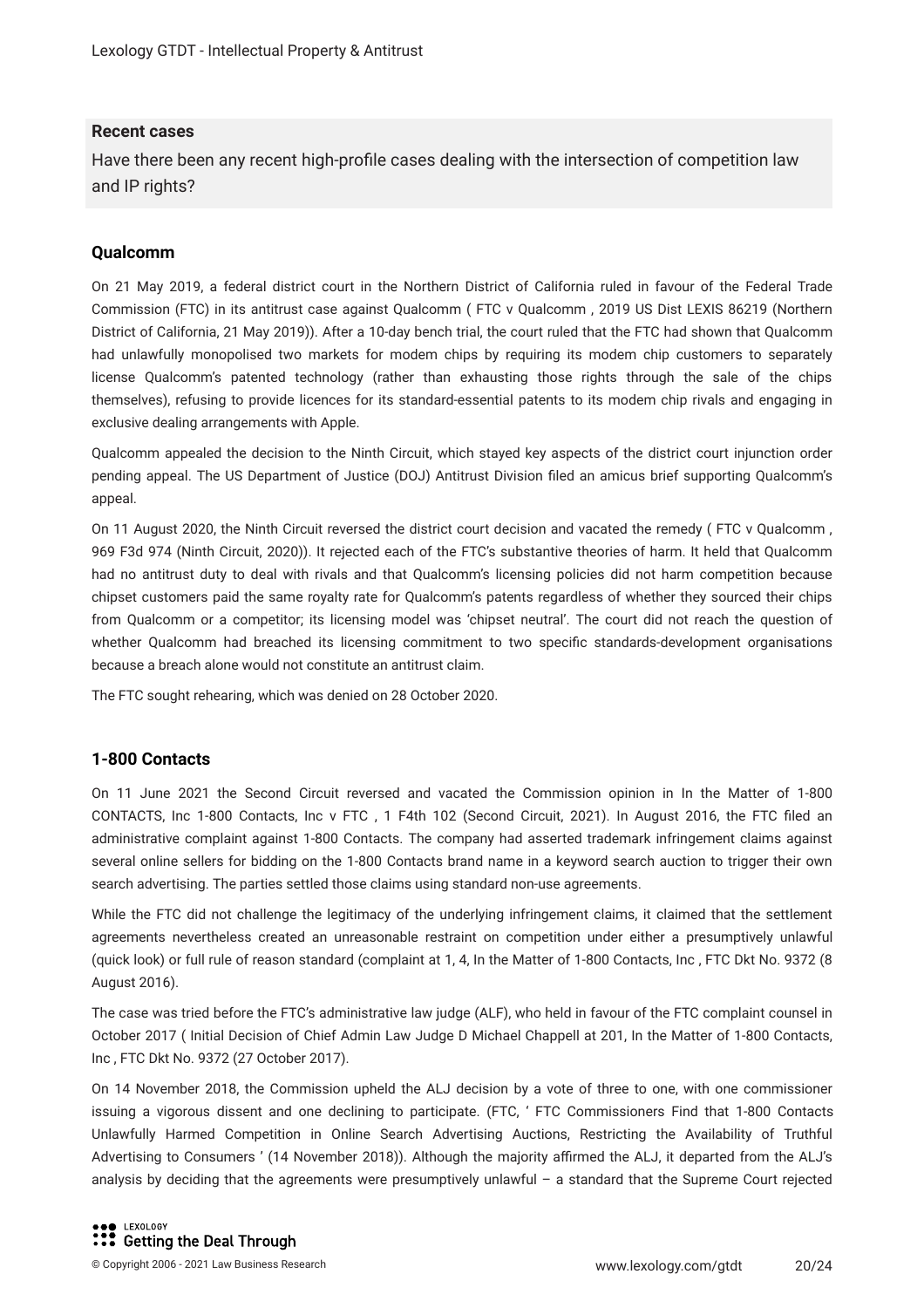## Recent cases

Have there been any recent high-profile cases dealing with the intersection of competition law and IP rights?

### Qualcomm

On 21 May 2019, a federal district court in the Northern District of California ruled in favour of the Federal Trade Commission (FTC) in its antitrust case against Qualcomm ( *FTC v Qualcomm* , 2019 US Dist LEXIS 86219 (Northern District of California, 21 May 2019)). After a 10-day bench trial, the court ruled that the FTC had shown that Qualcomm had unlawfully monopolised two markets for modem chips by requiring its modem chip customers to separately license Qualcomm's patented technology (rather than exhausting those rights through the sale of the chips themselves), refusing to provide licences for its standard-essential patents to its modem chip rivals and engaging in exclusive dealing arrangements with Apple.

Qualcomm appealed the decision to the Ninth Circuit, which stayed key aspects of the district court injunction order pending appeal. The US Department of Justice (DOJ) Antitrust Division filed an amicus brief supporting Qualcomm's appeal.

On 11 August 2020, the Ninth Circuit reversed the district court decision and vacated the remedy ( *FTC v Qualcomm* , 969 F3d 974 (Ninth Circuit, 2020)). It rejected each of the FTC's substantive theories of harm. It held that Qualcomm had no antitrust duty to deal with rivals and that Qualcomm's licensing policies did not harm competition because chipset customers paid the same royalty rate for Qualcomm's patents regardless of whether they sourced their chips from Qualcomm or a competitor; its licensing model was 'chipset neutral'. The court did not reach the question of whether Qualcomm had breached its licensing commitment to two specific standards-development organisations because a breach alone would not constitute an antitrust claim.

The FTC sought rehearing, which was denied on 28 October 2020.

### 1-800 Contacts

On 11 June 2021 the Second Circuit reversed and vacated the Commission opinion in In the Matter of 1-800 CONTACTS, Inc *1-800 Contacts, Inc v FTC* , 1 F4th 102 (Second Circuit, 2021). In August 2016, the FTC filed an administrative complaint against 1-800 Contacts. The company had asserted trademark infringement claims against several online sellers for bidding on the 1-800 Contacts brand name in a keyword search auction to trigger their own search advertising. The parties settled those claims using standard non-use agreements.

While the FTC did not challenge the legitimacy of the underlying infringement claims, it claimed that the settlement agreements nevertheless created an unreasonable restraint on competition under either a presumptively unlawful (quick look) or full rule of reason standard (complaint at 1, 4, *In the Matter of 1-800 Contacts, Inc* , FTC Dkt No. 9372 (8 August 2016).

The case was tried before the FTC's administrative law judge (ALF), who held in favour of the FTC complaint counsel in October 2017 ( Initial Decision of Chief Admin Law Judge D Michael Chappell at 201, *In the Matter of 1-800 Contacts, Inc* , FTC Dkt No. 9372 (27 October 2017).

On 14 November 2018, the Commission upheld the ALJ decision by a vote of three to one, with one commissioner issuing a vigorous dissent and one declining to participate. (FTC, ' FTC Commissioners Find that 1-800 Contacts Unlawfully Harmed Competition in Online Search Advertising Auctions, Restricting the Availability of Truthful Advertising to Consumers ' (14 November 2018)). Although the majority affirmed the ALJ, it departed from the ALJ's analysis by deciding that the agreements were presumptively unlawful – a standard that the Supreme Court rejected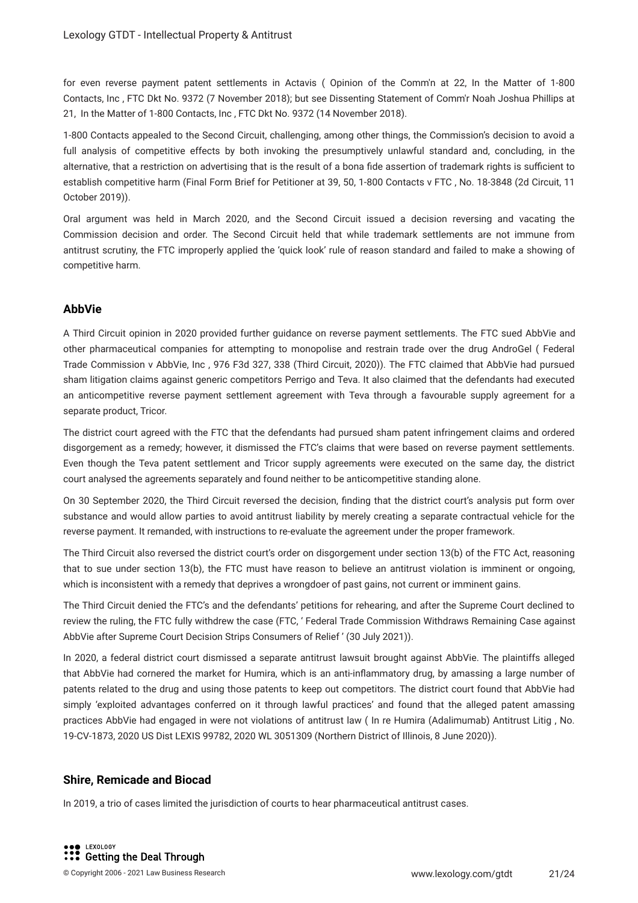for even reverse payment patent settlements in Actavis ( Opinion of the Comm'n at 22, In the Matter of 1-800 Contacts, Inc , FTC Dkt No. 9372 (7 November 2018); but see Dissenting Statement of Comm'r Noah Joshua Phillips at 21, In the Matter of 1-800 Contacts, Inc , FTC Dkt No. 9372 (14 November 2018).

1-800 Contacts appealed to the Second Circuit, challenging, among other things, the Commission's decision to avoid a full analysis of competitive effects by both invoking the presumptively unlawful standard and, concluding, in the alternative, that a restriction on advertising that is the result of a bona fide assertion of trademark rights is sufficient to establish competitive harm (Final Form Brief for Petitioner at 39, 50, 1-800 Contacts v FTC , No. 18-3848 (2d Circuit, 11 October 2019)).

Oral argument was held in March 2020, and the Second Circuit issued a decision reversing and vacating the Commission decision and order. The Second Circuit held that while trademark settlements are not immune from antitrust scrutiny, the FTC improperly applied the 'quick look' rule of reason standard and failed to make a showing of competitive harm.

## AbbVie

A Third Circuit opinion in 2020 provided further guidance on reverse payment settlements. The FTC sued AbbVie and other pharmaceutical companies for attempting to monopolise and restrain trade over the drug AndroGel ( Federal Trade Commission v AbbVie, Inc , 976 F3d 327, 338 (Third Circuit, 2020)). The FTC claimed that AbbVie had pursued sham litigation claims against generic competitors Perrigo and Teva. It also claimed that the defendants had executed an anticompetitive reverse payment settlement agreement with Teva through a favourable supply agreement for a separate product, Tricor.

The district court agreed with the FTC that the defendants had pursued sham patent infringement claims and ordered disgorgement as a remedy; however, it dismissed the FTC's claims that were based on reverse payment settlements. Even though the Teva patent settlement and Tricor supply agreements were executed on the same day, the district court analysed the agreements separately and found neither to be anticompetitive standing alone.

On 30 September 2020, the Third Circuit reversed the decision, finding that the district court's analysis put form over substance and would allow parties to avoid antitrust liability by merely creating a separate contractual vehicle for the reverse payment. It remanded, with instructions to re-evaluate the agreement under the proper framework.

The Third Circuit also reversed the district court's order on disgorgement under section 13(b) of the FTC Act, reasoning that to sue under section 13(b), the FTC must have reason to believe an antitrust violation is imminent or ongoing, which is inconsistent with a remedy that deprives a wrongdoer of past gains, not current or imminent gains.

The Third Circuit denied the FTC's and the defendants' petitions for rehearing, and after the Supreme Court declined to review the ruling, the FTC fully withdrew the case (FTC, ' Federal Trade Commission Withdraws Remaining Case against AbbVie after Supreme Court Decision Strips Consumers of Relief ' (30 July 2021)).

In 2020, a federal district court dismissed a separate antitrust lawsuit brought against AbbVie. The plaintiffs alleged that AbbVie had cornered the market for Humira, which is an anti-inflammatory drug, by amassing a large number of patents related to the drug and using those patents to keep out competitors. The district court found that AbbVie had simply 'exploited advantages conferred on it through lawful practices' and found that the alleged patent amassing practices AbbVie had engaged in were not violations of antitrust law ( In re Humira (Adalimumab) Antitrust Litig , No. 19-CV-1873, 2020 US Dist LEXIS 99782, 2020 WL 3051309 (Northern District of Illinois, 8 June 2020)).

## Shire, Remicade and Biocad

In 2019, a trio of cases limited the jurisdiction of courts to hear pharmaceutical antitrust cases.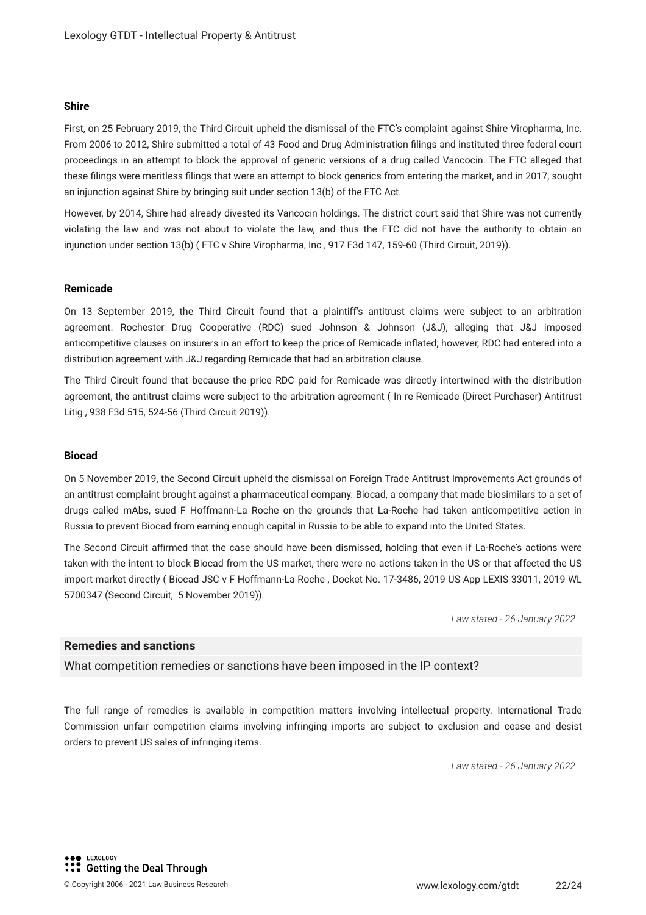### Shire

First, on 25 February 2019, the Third Circuit upheld the dismissal of the FTC's complaint against Shire Viropharma, Inc. From 2006 to 2012, Shire submitted a total of 43 Food and Drug Administration filings and instituted three federal court proceedings in an attempt to block the approval of generic versions of a drug called Vancocin. The FTC alleged that these filings were meritless filings that were an attempt to block generics from entering the market, and in 2017, sought an injunction against Shire by bringing suit under section 13(b) of the FTC Act.

However, by 2014, Shire had already divested its Vancocin holdings. The district court said that Shire was not currently violating the law and was not about to violate the law, and thus the FTC did not have the authority to obtain an injunction under section 13(b) ( FTC v Shire Viropharma, Inc , 917 F3d 147, 159-60 (Third Circuit, 2019)).

### Remicade

On 13 September 2019, the Third Circuit found that a plaintiff's antitrust claims were subject to an arbitration agreement. Rochester Drug Cooperative (RDC) sued Johnson & Johnson (J&J), alleging that J&J imposed anticompetitive clauses on insurers in an effort to keep the price of Remicade inflated; however, RDC had entered into a distribution agreement with J&J regarding Remicade that had an arbitration clause.

The Third Circuit found that because the price RDC paid for Remicade was directly intertwined with the distribution agreement, the antitrust claims were subject to the arbitration agreement ( In re Remicade (Direct Purchaser) Antitrust Litig , 938 F3d 515, 524-56 (Third Circuit 2019)).

### Biocad

On 5 November 2019, the Second Circuit upheld the dismissal on Foreign Trade Antitrust Improvements Act grounds of an antitrust complaint brought against a pharmaceutical company. Biocad, a company that made biosimilars to a set of drugs called mAbs, sued F Hoffmann-La Roche on the grounds that La-Roche had taken anticompetitive action in Russia to prevent Biocad from earning enough capital in Russia to be able to expand into the United States.

The Second Circuit affirmed that the case should have been dismissed, holding that even if La-Roche's actions were taken with the intent to block Biocad from the US market, there were no actions taken in the US or that affected the US import market directly ( Biocad JSC v F Hoffmann-La Roche , Docket No. 17-3486, 2019 US App LEXIS 33011, 2019 WL 5700347 (Second Circuit, 5 November 2019)).

*Law stated - 26 January 2022*

## Remedies and sanctions

What competition remedies or sanctions have been imposed in the IP context?

The full range of remedies is available in competition matters involving intellectual property. International Trade Commission unfair competition claims involving infringing imports are subject to exclusion and cease and desist orders to prevent US sales of infringing items.

*Law stated - 26 January 2022*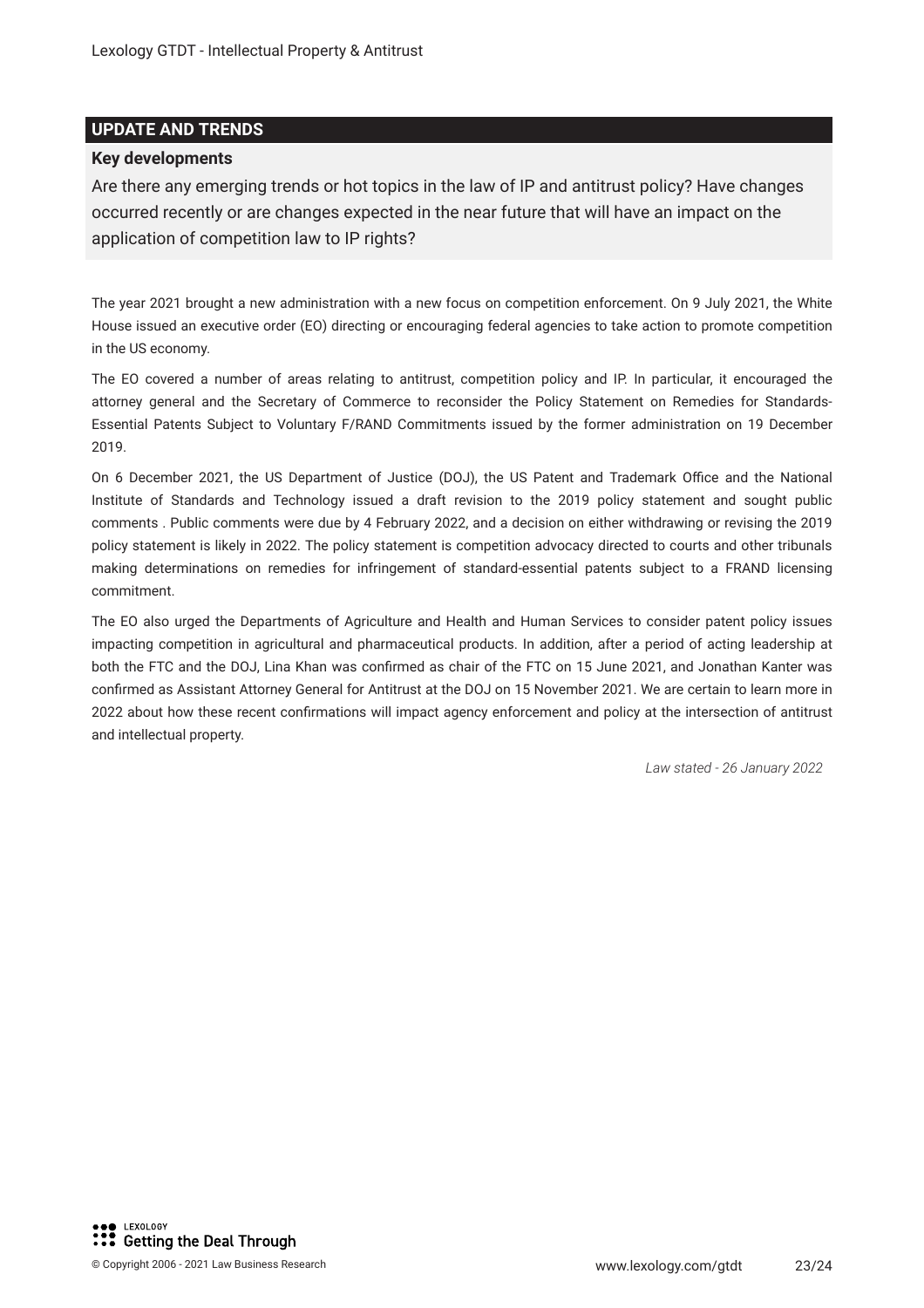## UPDATE AND TRENDS

### Key developments

Are there any emerging trends or hot topics in the law of IP and antitrust policy? Have changes occurred recently or are changes expected in the near future that will have an impact on the application of competition law to IP rights?

The year 2021 brought a new administration with a new focus on competition enforcement. On 9 July 2021, the White House issued an executive order (EO) directing or encouraging federal agencies to take action to promote competition in the US economy.

The EO covered a number of areas relating to antitrust, competition policy and IP. In particular, it encouraged the attorney general and the Secretary of Commerce to reconsider the Policy Statement on Remedies for Standards-Essential Patents Subject to Voluntary F/RAND Commitments issued by the former administration on 19 December 2019.

On 6 December 2021, the US Department of Justice (DOJ), the US Patent and Trademark Office and the National Institute of Standards and Technology issued a draft revision to the 2019 policy statement and sought public comments . Public comments were due by 4 February 2022, and a decision on either withdrawing or revising the 2019 policy statement is likely in 2022. The policy statement is competition advocacy directed to courts and other tribunals making determinations on remedies for infringement of standard-essential patents subject to a FRAND licensing commitment.

The EO also urged the Departments of Agriculture and Health and Human Services to consider patent policy issues impacting competition in agricultural and pharmaceutical products. In addition, after a period of acting leadership at both the FTC and the DOJ, Lina Khan was confirmed as chair of the FTC on 15 June 2021, and Jonathan Kanter was confirmed as Assistant Attorney General for Antitrust at the DOJ on 15 November 2021. We are certain to learn more in 2022 about how these recent confirmations will impact agency enforcement and policy at the intersection of antitrust and intellectual property.

*Law stated - 26 January 2022*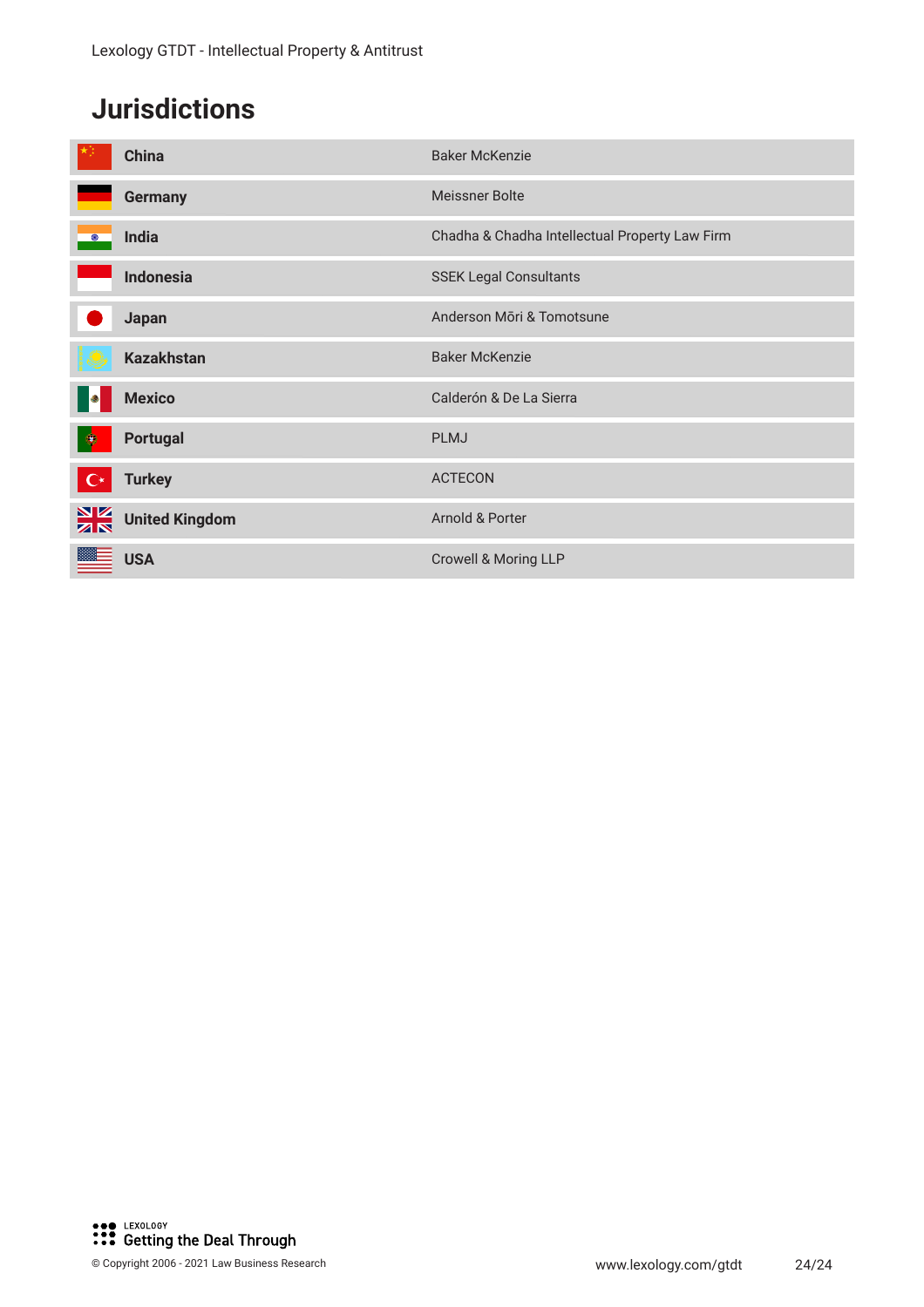# Jurisdictions

| | |
|---|---|
| China | Baker McKenzie |
| Germany | Meissner Bolte |
| India | Chadha & Chadha Intellectual Property Law Firm |
| Indonesia | SSEK Legal Consultants |
| Japan | Anderson Mōri & Tomotsune |
| Kazakhstan | Baker McKenzie |
| Mexico | Calderón & De La Sierra |
| Portugal | PLMJ |
| Turkey | ACTECON |
| United Kingdom | Arnold & Porter |
| USA | Crowell & Moring LLP |